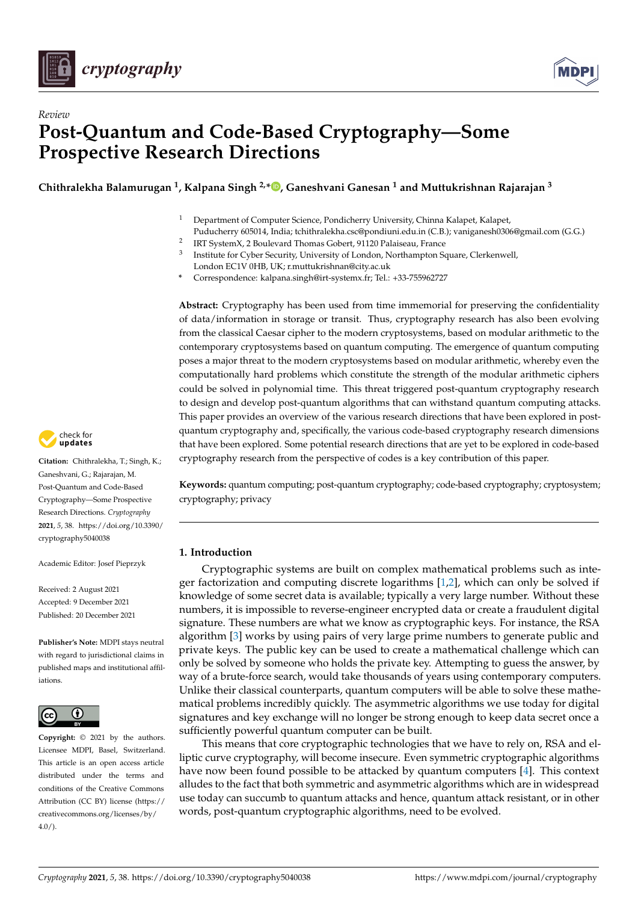*Review*

# Post-Quantum and Code-Based Cryptography—Some Prospective Research Directions

**Chithralekha Balamurugan [1], Kalpana Singh [2,*], Ganeshvani Ganesan [1] and Muttukrishnan Rajarajan [3]**

[1] Department of Computer Science, Pondicherry University, Chinna Kalapet, Kalapet, Puducherry 605014, India; tchithralekha.csc@pondiuni.edu.in (C.B.); vaniganesh0306@gmail.com (G.G.)

[2] IRT SystemX, 2 Boulevard Thomas Gobert, 91120 Palaiseau, France

[3] Institute for Cyber Security, University of London, Northampton Square, Clerkenwell, London EC1V 0HB, UK; r.muttukrishnan@city.ac.uk

\* Correspondence: kalpana.singh@irt-systemx.fr; Tel.: +33-755962727

**Abstract:** Cryptography has been used from time immemorial for preserving the confidentiality of data/information in storage or transit. Thus, cryptography research has also been evolving from the classical Caesar cipher to the modern cryptosystems, based on modular arithmetic to the contemporary cryptosystems based on quantum computing. The emergence of quantum computing poses a major threat to the modern cryptosystems based on modular arithmetic, whereby even the computationally hard problems which constitute the strength of the modular arithmetic ciphers could be solved in polynomial time. This threat triggered post-quantum cryptography research to design and develop post-quantum algorithms that can withstand quantum computing attacks. This paper provides an overview of the various research directions that have been explored in post-quantum cryptography and, specifically, the various code-based cryptography research dimensions that have been explored. Some potential research directions that are yet to be explored in code-based cryptography research from the perspective of codes is a key contribution of this paper.

**Keywords:** quantum computing; post-quantum cryptography; code-based cryptography; cryptosystem; cryptography; privacy

**Citation:** Chithralekha, T.; Singh, K.; Ganeshvani, G.; Rajarajan, M. Post-Quantum and Code-Based Cryptography—Some Prospective Research Directions. *Cryptography* **2021**, *5*, 38. https://doi.org/10.3390/cryptography5040038

Academic Editor: Josef Pieprzyk

Received: 2 August 2021
Accepted: 9 December 2021
Published: 20 December 2021

**Publisher's Note:** MDPI stays neutral with regard to jurisdictional claims in published maps and institutional affiliations.

**Copyright:** © 2021 by the authors. Licensee MDPI, Basel, Switzerland. This article is an open access article distributed under the terms and conditions of the Creative Commons Attribution (CC BY) license (https://creativecommons.org/licenses/by/4.0/).

## 1. Introduction

Cryptographic systems are built on complex mathematical problems such as integer factorization and computing discrete logarithms [1,2], which can only be solved if knowledge of some secret data is available; typically a very large number. Without these numbers, it is impossible to reverse-engineer encrypted data or create a fraudulent digital signature. These numbers are what we know as cryptographic keys. For instance, the RSA algorithm [3] works by using pairs of very large prime numbers to generate public and private keys. The public key can be used to create a mathematical challenge which can only be solved by someone who holds the private key. Attempting to guess the answer, by way of a brute-force search, would take thousands of years using contemporary computers. Unlike their classical counterparts, quantum computers will be able to solve these mathematical problems incredibly quickly. The asymmetric algorithms we use today for digital signatures and key exchange will no longer be strong enough to keep data secret once a sufficiently powerful quantum computer can be built.

This means that core cryptographic technologies that we have to rely on, RSA and elliptic curve cryptography, will become insecure. Even symmetric cryptographic algorithms have now been found possible to be attacked by quantum computers [4]. This context alludes to the fact that both symmetric and asymmetric algorithms which are in widespread use today can succumb to quantum attacks and hence, quantum attack resistant, or in other words, post-quantum cryptographic algorithms, need to be evolved.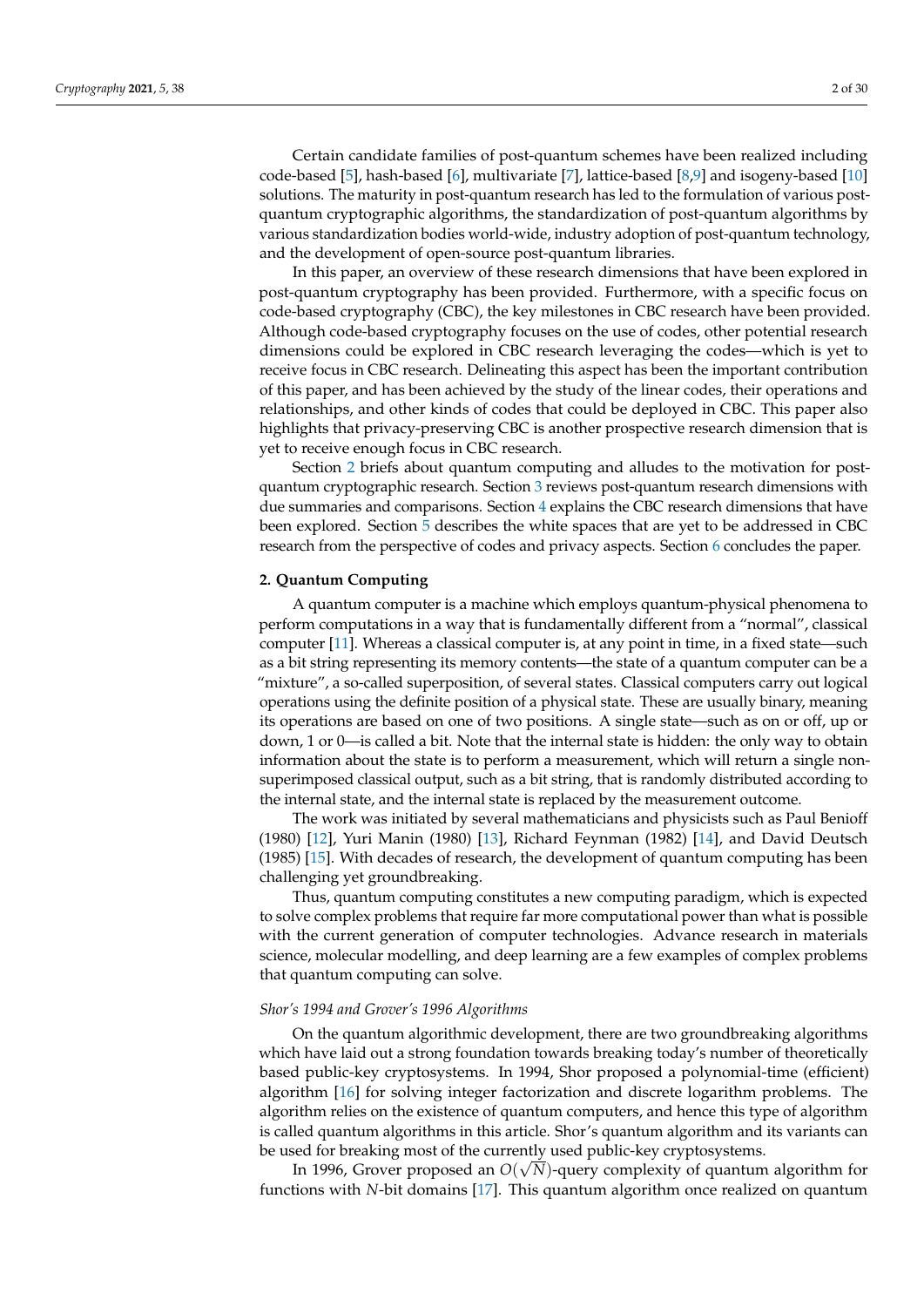Certain candidate families of post-quantum schemes have been realized including code-based [5], hash-based [6], multivariate [7], lattice-based [8,9] and isogeny-based [10] solutions. The maturity in post-quantum research has led to the formulation of various post-quantum cryptographic algorithms, the standardization of post-quantum algorithms by various standardization bodies world-wide, industry adoption of post-quantum technology, and the development of open-source post-quantum libraries.

In this paper, an overview of these research dimensions that have been explored in post-quantum cryptography has been provided. Furthermore, with a specific focus on code-based cryptography (CBC), the key milestones in CBC research have been provided. Although code-based cryptography focuses on the use of codes, other potential research dimensions could be explored in CBC research leveraging the codes—which is yet to receive focus in CBC research. Delineating this aspect has been the important contribution of this paper, and has been achieved by the study of the linear codes, their operations and relationships, and other kinds of codes that could be deployed in CBC. This paper also highlights that privacy-preserving CBC is another prospective research dimension that is yet to receive enough focus in CBC research.

Section 2 briefs about quantum computing and alludes to the motivation for post-quantum cryptographic research. Section 3 reviews post-quantum research dimensions with due summaries and comparisons. Section 4 explains the CBC research dimensions that have been explored. Section 5 describes the white spaces that are yet to be addressed in CBC research from the perspective of codes and privacy aspects. Section 6 concludes the paper.

## 2. Quantum Computing

A quantum computer is a machine which employs quantum-physical phenomena to perform computations in a way that is fundamentally different from a "normal", classical computer [11]. Whereas a classical computer is, at any point in time, in a fixed state—such as a bit string representing its memory contents—the state of a quantum computer can be a "mixture", a so-called superposition, of several states. Classical computers carry out logical operations using the definite position of a physical state. These are usually binary, meaning its operations are based on one of two positions. A single state—such as on or off, up or down, 1 or 0—is called a bit. Note that the internal state is hidden: the only way to obtain information about the state is to perform a measurement, which will return a single non-superimposed classical output, such as a bit string, that is randomly distributed according to the internal state, and the internal state is replaced by the measurement outcome.

The work was initiated by several mathematicians and physicists such as Paul Benioff (1980) [12], Yuri Manin (1980) [13], Richard Feynman (1982) [14], and David Deutsch (1985) [15]. With decades of research, the development of quantum computing has been challenging yet groundbreaking.

Thus, quantum computing constitutes a new computing paradigm, which is expected to solve complex problems that require far more computational power than what is possible with the current generation of computer technologies. Advance research in materials science, molecular modelling, and deep learning are a few examples of complex problems that quantum computing can solve.

### *Shor's 1994 and Grover's 1996 Algorithms*

On the quantum algorithmic development, there are two groundbreaking algorithms which have laid out a strong foundation towards breaking today's number of theoretically based public-key cryptosystems. In 1994, Shor proposed a polynomial-time (efficient) algorithm [16] for solving integer factorization and discrete logarithm problems. The algorithm relies on the existence of quantum computers, and hence this type of algorithm is called quantum algorithms in this article. Shor's quantum algorithm and its variants can be used for breaking most of the currently used public-key cryptosystems.

In 1996, Grover proposed an $O(\sqrt{N})$-query complexity of quantum algorithm for functions with $N$-bit domains [17]. This quantum algorithm once realized on quantum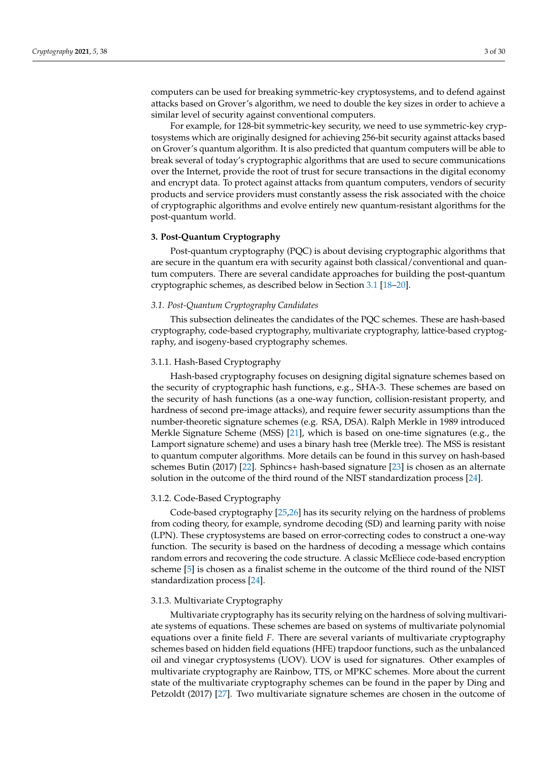computers can be used for breaking symmetric-key cryptosystems, and to defend against attacks based on Grover's algorithm, we need to double the key sizes in order to achieve a similar level of security against conventional computers.

For example, for 128-bit symmetric-key security, we need to use symmetric-key cryptosystems which are originally designed for achieving 256-bit security against attacks based on Grover's quantum algorithm. It is also predicted that quantum computers will be able to break several of today's cryptographic algorithms that are used to secure communications over the Internet, provide the root of trust for secure transactions in the digital economy and encrypt data. To protect against attacks from quantum computers, vendors of security products and service providers must constantly assess the risk associated with the choice of cryptographic algorithms and evolve entirely new quantum-resistant algorithms for the post-quantum world.

## 3. Post-Quantum Cryptography

Post-quantum cryptography (PQC) is about devising cryptographic algorithms that are secure in the quantum era with security against both classical/conventional and quantum computers. There are several candidate approaches for building the post-quantum cryptographic schemes, as described below in Section 3.1 [18–20].

### *3.1. Post-Quantum Cryptography Candidates*

This subsection delineates the candidates of the PQC schemes. These are hash-based cryptography, code-based cryptography, multivariate cryptography, lattice-based cryptography, and isogeny-based cryptography schemes.

#### 3.1.1. Hash-Based Cryptography

Hash-based cryptography focuses on designing digital signature schemes based on the security of cryptographic hash functions, e.g., SHA-3. These schemes are based on the security of hash functions (as a one-way function, collision-resistant property, and hardness of second pre-image attacks), and require fewer security assumptions than the number-theoretic signature schemes (e.g. RSA, DSA). Ralph Merkle in 1989 introduced Merkle Signature Scheme (MSS) [21], which is based on one-time signatures (e.g., the Lamport signature scheme) and uses a binary hash tree (Merkle tree). The MSS is resistant to quantum computer algorithms. More details can be found in this survey on hash-based schemes Butin (2017) [22]. Sphincs+ hash-based signature [23] is chosen as an alternate solution in the outcome of the third round of the NIST standardization process [24].

#### 3.1.2. Code-Based Cryptography

Code-based cryptography [25,26] has its security relying on the hardness of problems from coding theory, for example, syndrome decoding (SD) and learning parity with noise (LPN). These cryptosystems are based on error-correcting codes to construct a one-way function. The security is based on the hardness of decoding a message which contains random errors and recovering the code structure. A classic McEliece code-based encryption scheme [5] is chosen as a finalist scheme in the outcome of the third round of the NIST standardization process [24].

#### 3.1.3. Multivariate Cryptography

Multivariate cryptography has its security relying on the hardness of solving multivariate systems of equations. These schemes are based on systems of multivariate polynomial equations over a finite field $F$. There are several variants of multivariate cryptography schemes based on hidden field equations (HFE) trapdoor functions, such as the unbalanced oil and vinegar cryptosystems (UOV). UOV is used for signatures. Other examples of multivariate cryptography are Rainbow, TTS, or MPKC schemes. More about the current state of the multivariate cryptography schemes can be found in the paper by Ding and Petzoldt (2017) [27]. Two multivariate signature schemes are chosen in the outcome of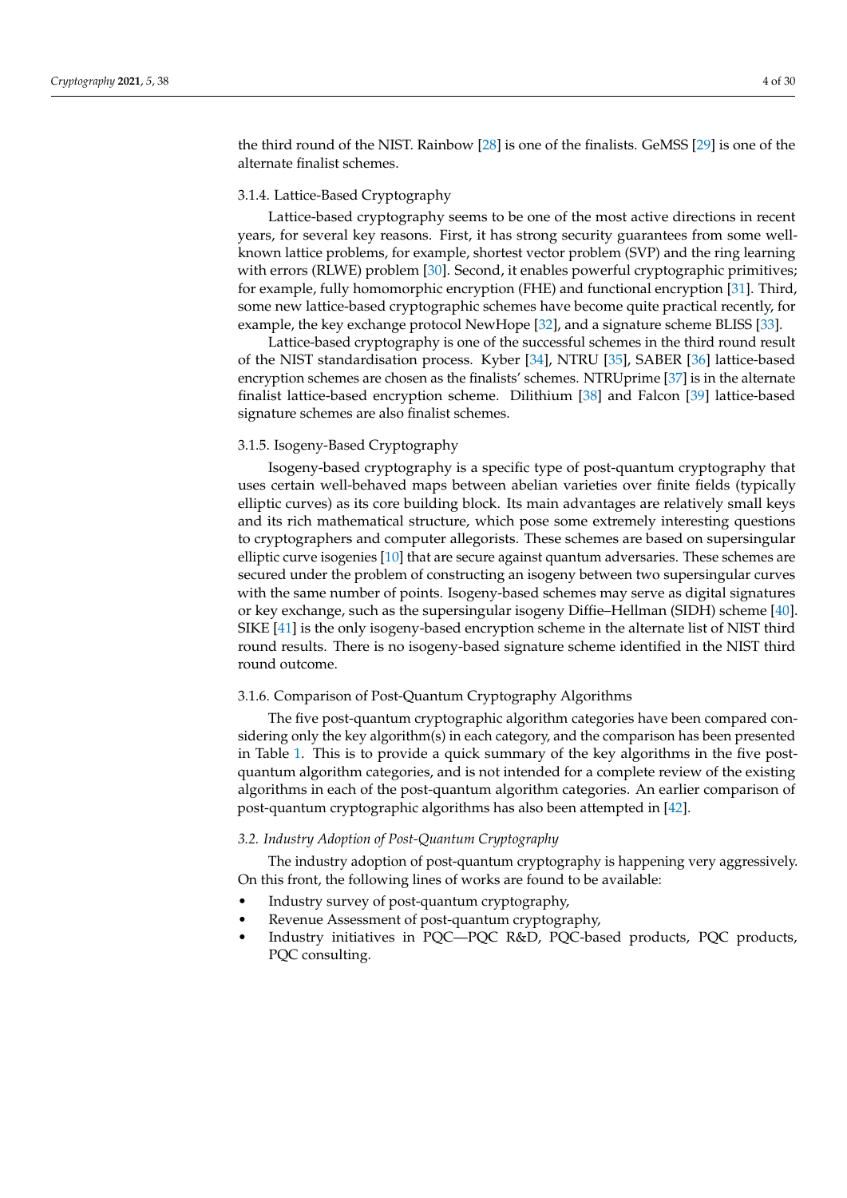the third round of the NIST. Rainbow [28] is one of the finalists. GeMSS [29] is one of the alternate finalist schemes.

#### 3.1.4. Lattice-Based Cryptography

Lattice-based cryptography seems to be one of the most active directions in recent years, for several key reasons. First, it has strong security guarantees from some well-known lattice problems, for example, shortest vector problem (SVP) and the ring learning with errors (RLWE) problem [30]. Second, it enables powerful cryptographic primitives; for example, fully homomorphic encryption (FHE) and functional encryption [31]. Third, some new lattice-based cryptographic schemes have become quite practical recently, for example, the key exchange protocol NewHope [32], and a signature scheme BLISS [33].

Lattice-based cryptography is one of the successful schemes in the third round result of the NIST standardisation process. Kyber [34], NTRU [35], SABER [36] lattice-based encryption schemes are chosen as the finalists' schemes. NTRUprime [37] is in the alternate finalist lattice-based encryption scheme. Dilithium [38] and Falcon [39] lattice-based signature schemes are also finalist schemes.

#### 3.1.5. Isogeny-Based Cryptography

Isogeny-based cryptography is a specific type of post-quantum cryptography that uses certain well-behaved maps between abelian varieties over finite fields (typically elliptic curves) as its core building block. Its main advantages are relatively small keys and its rich mathematical structure, which pose some extremely interesting questions to cryptographers and computer allegorists. These schemes are based on supersingular elliptic curve isogenies [10] that are secure against quantum adversaries. These schemes are secured under the problem of constructing an isogeny between two supersingular curves with the same number of points. Isogeny-based schemes may serve as digital signatures or key exchange, such as the supersingular isogeny Diffie–Hellman (SIDH) scheme [40]. SIKE [41] is the only isogeny-based encryption scheme in the alternate list of NIST third round results. There is no isogeny-based signature scheme identified in the NIST third round outcome.

#### 3.1.6. Comparison of Post-Quantum Cryptography Algorithms

The five post-quantum cryptographic algorithm categories have been compared considering only the key algorithm(s) in each category, and the comparison has been presented in Table 1. This is to provide a quick summary of the key algorithms in the five post-quantum algorithm categories, and is not intended for a complete review of the existing algorithms in each of the post-quantum algorithm categories. An earlier comparison of post-quantum cryptographic algorithms has also been attempted in [42].

### *3.2. Industry Adoption of Post-Quantum Cryptography*

The industry adoption of post-quantum cryptography is happening very aggressively. On this front, the following lines of works are found to be available:

- Industry survey of post-quantum cryptography,
- Revenue Assessment of post-quantum cryptography,
- Industry initiatives in PQC—PQC R&D, PQC-based products, PQC products, PQC consulting.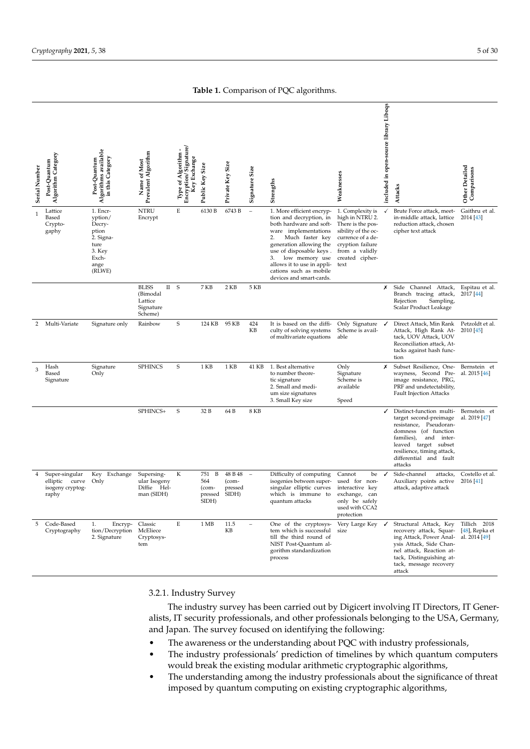**Table 1.** Comparison of PQC algorithms.

| Serial Number | Post-Quantum Algorithm Category | Post-Quantum Algorithms available in this Category | Name of Most Prevalent Algorithm | Type of Algorithm - Encryption/Signature/ Key Exchange | Public Key Size | Private Key Size | Signature Size | Strengths | Weaknesses | included in open-source library Liboqs | Attacks | Other Detailed Comparisons |
|---|---|---|---|---|---|---|---|---|---|---|---|---|
| 1 | Lattice Based Cryptography | 1. Encryption/ Decryption 2. Signature 3. Key Exchange (RLWE) | NTRU Encrypt | E | 6130 B | 6743 B | – | 1. More efficient encryption and decryption, in both hardware and software implementations 2. Much faster key generation allowing the use of disposable keys . 3. low memory use allows it to use in applications such as mobile devices and smart-cards. | 1. Complexity is high in NTRU 2. There is the possibility of the occurrence of a decryption failure from a validly created ciphertext | ✓ | Brute Force attack, meet-in-middle attack, lattice reduction attack, chosen cipher text attack | Gaithru et al. 2014 [43] |
| | | | BLISS II (Bimodal Lattice Signature Scheme) | S | 7 KB | 2 KB | 5 KB | | | ✗ | Side Channel Attack, Branch tracing attack, Rejection Sampling, Scalar Product Leakage | Espitau et al. 2017 [44] |
| 2 | Multi-Variate | Signature only | Rainbow | S | 124 KB | 95 KB | 424 KB | It is based on the difficulty of solving systems of multivariate equations | Only Signature Scheme is available | ✓ | Direct Attack, Min Rank Attack, High Rank Attack, UOV Attack, UOV Reconciliation attack, Attacks against hash function | Petzoldt et al. 2010 [45] |
| 3 | Hash Based Signature | Signature Only | SPHINCS | S | 1 KB | 1 KB | 41 KB | 1. Best alternative to number theoretic signature 2. Small and medium size signatures 3. Small Key size | Only Signature Scheme is available Speed | ✗ | Subset Resilience, One-wayness, Second Preimage resistance, PRG, PRF and undetectability, Fault Injection Attacks | Bernstein et al. 2015 [46] |
| | | | SPHINCS+ | S | 32 B | 64 B | 8 KB | | | ✓ | Distinct-function multi-target second-preimage resistance, Pseudorandomness (of function families), and interleaved target subset resilience, timing attack, differential and fault attacks | Bernstein et al. 2019 [47] |
| 4 | Super-singular elliptic curve isogeny cryptography | Key Exchange Only | Supersingular Isogeny Diffie Helman (SIDH) | K | 751 B 564 (compressed SIDH) | 48 B 48 (compressed SIDH) | – | Difficulty of computing isogenies between supersingular elliptic curves which is immune to quantum attacks | Cannot be used for non-interactive key exchange, can only be safely used with CCA2 protection | ✓ | Side-channel attacks, Auxiliary points active attack, adaptive attack | Costello et al. 2016 [41] |
| 5 | Code-Based Cryptography | 1. Encryption/Decryption 2. Signature | Classic McEliece Cryptosystem | E | 1 MB | 11.5 KB | – | One of the cryptosystem which is successful till the third round of NIST Post-Quantum algorithm standardization process | Very Large Key size | ✓ | Structural Attack, Key recovery attack, Squaring Attack, Power Analysis Attack, Side Channel attack, Reaction attack, Distinguishing attack, message recovery attack | Tillich 2018 [48], Repka et al. 2014 [49] |

#### 3.2.1. Industry Survey

The industry survey has been carried out by Digicert involving IT Directors, IT Generalists, IT security professionals, and other professionals belonging to the USA, Germany, and Japan. The survey focused on identifying the following:

- The awareness or the understanding about PQC with industry professionals,
- The industry professionals' prediction of timelines by which quantum computers would break the existing modular arithmetic cryptographic algorithms,
- The understanding among the industry professionals about the significance of threat imposed by quantum computing on existing cryptographic algorithms,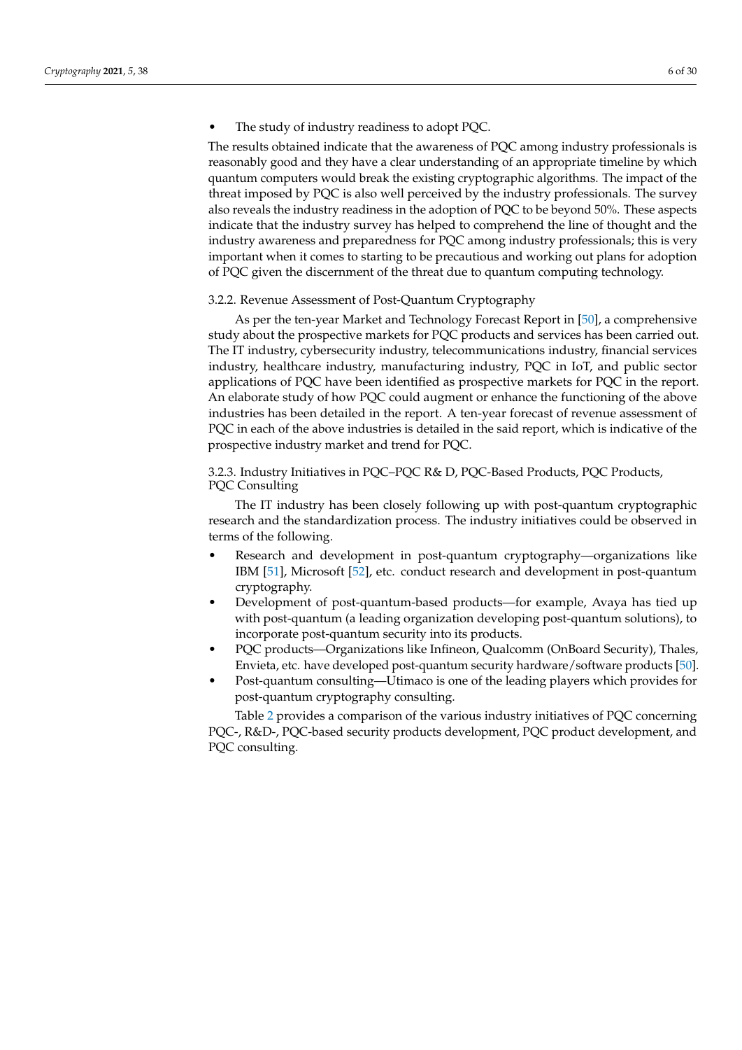- The study of industry readiness to adopt PQC.

The results obtained indicate that the awareness of PQC among industry professionals is reasonably good and they have a clear understanding of an appropriate timeline by which quantum computers would break the existing cryptographic algorithms. The impact of the threat imposed by PQC is also well perceived by the industry professionals. The survey also reveals the industry readiness in the adoption of PQC to be beyond 50%. These aspects indicate that the industry survey has helped to comprehend the line of thought and the industry awareness and preparedness for PQC among industry professionals; this is very important when it comes to starting to be precautious and working out plans for adoption of PQC given the discernment of the threat due to quantum computing technology.

#### 3.2.2. Revenue Assessment of Post-Quantum Cryptography

As per the ten-year Market and Technology Forecast Report in [50], a comprehensive study about the prospective markets for PQC products and services has been carried out. The IT industry, cybersecurity industry, telecommunications industry, financial services industry, healthcare industry, manufacturing industry, PQC in IoT, and public sector applications of PQC have been identified as prospective markets for PQC in the report. An elaborate study of how PQC could augment or enhance the functioning of the above industries has been detailed in the report. A ten-year forecast of revenue assessment of PQC in each of the above industries is detailed in the said report, which is indicative of the prospective industry market and trend for PQC.

#### 3.2.3. Industry Initiatives in PQC–PQC R& D, PQC-Based Products, PQC Products, PQC Consulting

The IT industry has been closely following up with post-quantum cryptographic research and the standardization process. The industry initiatives could be observed in terms of the following.

- Research and development in post-quantum cryptography—organizations like IBM [51], Microsoft [52], etc. conduct research and development in post-quantum cryptography.
- Development of post-quantum-based products—for example, Avaya has tied up with post-quantum (a leading organization developing post-quantum solutions), to incorporate post-quantum security into its products.
- PQC products—Organizations like Infineon, Qualcomm (OnBoard Security), Thales, Envieta, etc. have developed post-quantum security hardware/software products [50].
- Post-quantum consulting—Utimaco is one of the leading players which provides for post-quantum cryptography consulting.

Table 2 provides a comparison of the various industry initiatives of PQC concerning PQC-, R&D-, PQC-based security products development, PQC product development, and PQC consulting.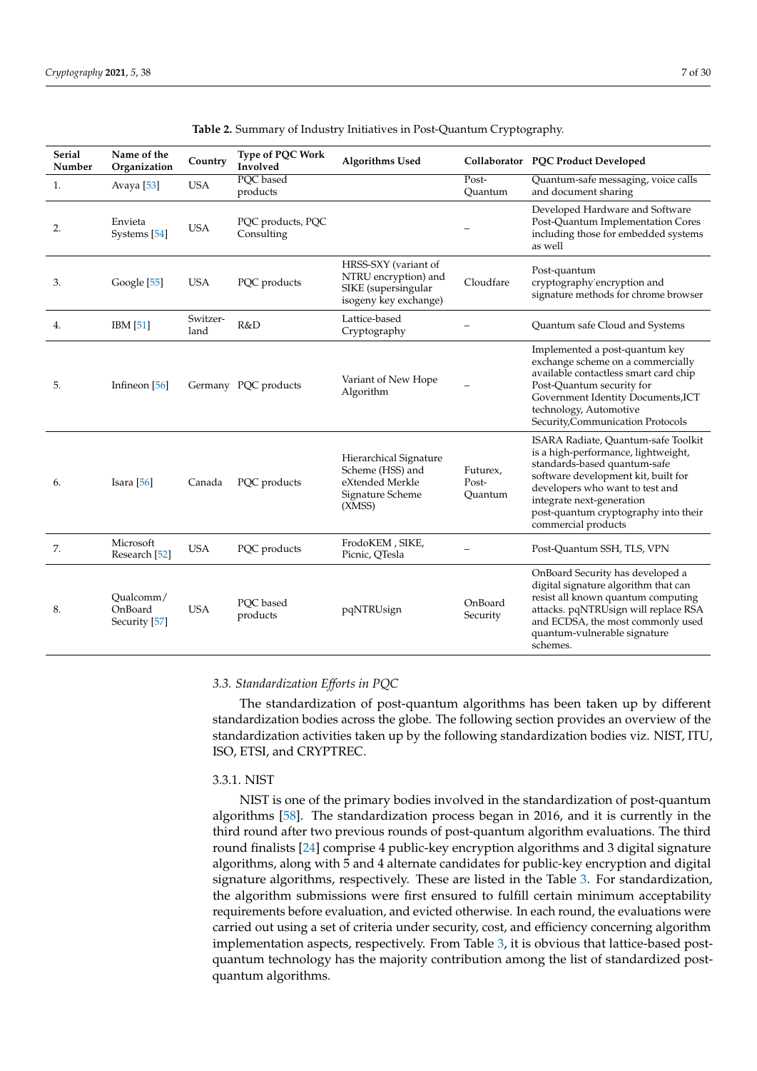**Table 2.** Summary of Industry Initiatives in Post-Quantum Cryptography.

| Serial Number | Name of the Organization | Country | Type of PQC Work Involved | Algorithms Used | Collaborator | PQC Product Developed |
|---|---|---|---|---|---|---|
| 1. | Avaya [53] | USA | PQC based products | | Post-Quantum | Quantum-safe messaging, voice calls and document sharing |
| 2. | Envieta Systems [54] | USA | PQC products, PQC Consulting | | – | Developed Hardware and Software Post-Quantum Implementation Cores including those for embedded systems as well |
| 3. | Google [55] | USA | PQC products | HRSS-SXY (variant of NTRU encryption) and SIKE (supersingular isogeny key exchange) | Cloudfare | Post-quantum cryptography encryption and signature methods for chrome browser |
| 4. | IBM [51] | Switzer-land | R&D | Lattice-based Cryptography | – | Quantum safe Cloud and Systems |
| 5. | Infineon [56] | Germany | PQC products | Variant of New Hope Algorithm | – | Implemented a post-quantum key exchange scheme on a commercially available contactless smart card chip Post-Quantum security for Government Identity Documents,ICT technology, Automotive Security,Communication Protocols |
| 6. | Isara [56] | Canada | PQC products | Hierarchical Signature Scheme (HSS) and eXtended Merkle Signature Scheme (XMSS) | Futurex, Post-Quantum | ISARA Radiate, Quantum-safe Toolkit is a high-performance, lightweight, standards-based quantum-safe software development kit, built for developers who want to test and integrate next-generation post-quantum cryptography into their commercial products |
| 7. | Microsoft Research [52] | USA | PQC products | FrodoKEM , SIKE, Picnic, QTesla | – | Post-Quantum SSH, TLS, VPN |
| 8. | Qualcomm/ OnBoard Security [57] | USA | PQC based products | pqNTRUsign | OnBoard Security | OnBoard Security has developed a digital signature algorithm that can resist all known quantum computing attacks. pqNTRUsign will replace RSA and ECDSA, the most commonly used quantum-vulnerable signature schemes. |

### 3.3. Standardization Efforts in PQC

The standardization of post-quantum algorithms has been taken up by different standardization bodies across the globe. The following section provides an overview of the standardization activities taken up by the following standardization bodies viz. NIST, ITU, ISO, ETSI, and CRYPTREC.

#### 3.3.1. NIST

NIST is one of the primary bodies involved in the standardization of post-quantum algorithms [58]. The standardization process began in 2016, and it is currently in the third round after two previous rounds of post-quantum algorithm evaluations. The third round finalists [24] comprise 4 public-key encryption algorithms and 3 digital signature algorithms, along with 5 and 4 alternate candidates for public-key encryption and digital signature algorithms, respectively. These are listed in the Table 3. For standardization, the algorithm submissions were first ensured to fulfill certain minimum acceptability requirements before evaluation, and evicted otherwise. In each round, the evaluations were carried out using a set of criteria under security, cost, and efficiency concerning algorithm implementation aspects, respectively. From Table 3, it is obvious that lattice-based post-quantum technology has the majority contribution among the list of standardized post-quantum algorithms.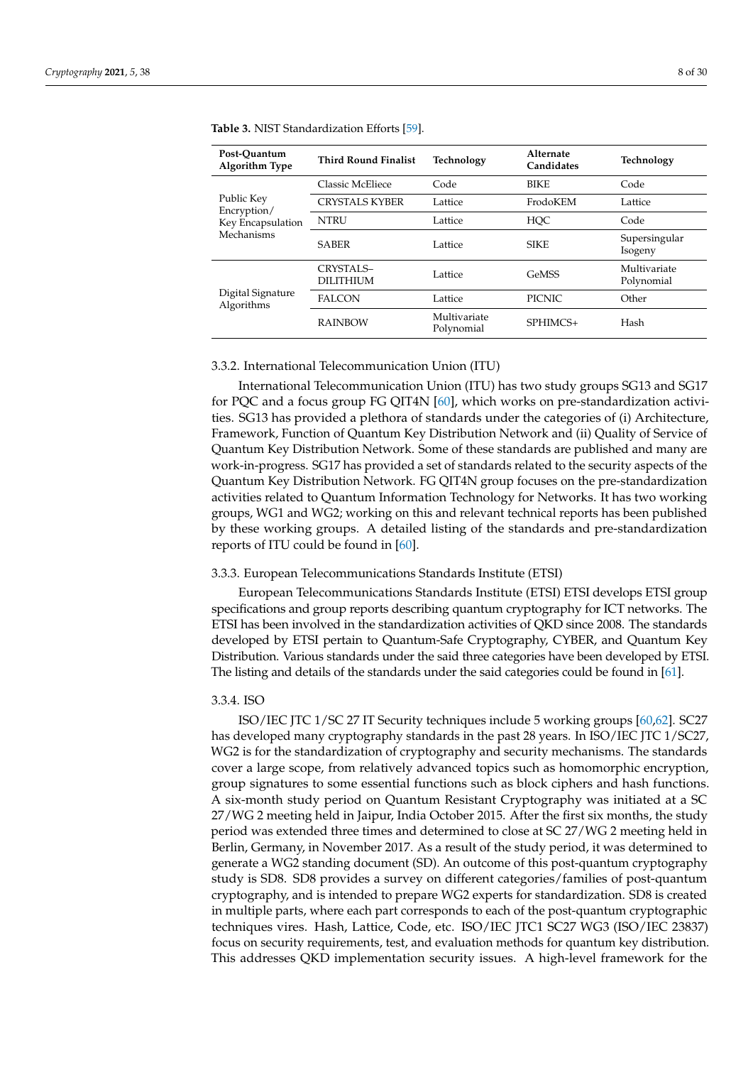**Table 3.** NIST Standardization Efforts [59].

| Post-Quantum Algorithm Type | Third Round Finalist | Technology | Alternate Candidates | Technology |
|---|---|---|---|---|
| Public Key Encryption/ Key Encapsulation Mechanisms | Classic McEliece | Code | BIKE | Code |
| | CRYSTALS KYBER | Lattice | FrodoKEM | Lattice |
| | NTRU | Lattice | HQC | Code |
| | SABER | Lattice | SIKE | Supersingular Isogeny |
| Digital Signature Algorithms | CRYSTALS–DILITHIUM | Lattice | GeMSS | Multivariate Polynomial |
| | FALCON | Lattice | PICNIC | Other |
| | RAINBOW | Multivariate Polynomial | SPHIMCS+ | Hash |

#### 3.3.2. International Telecommunication Union (ITU)

International Telecommunication Union (ITU) has two study groups SG13 and SG17 for PQC and a focus group FG QIT4N [60], which works on pre-standardization activities. SG13 has provided a plethora of standards under the categories of (i) Architecture, Framework, Function of Quantum Key Distribution Network and (ii) Quality of Service of Quantum Key Distribution Network. Some of these standards are published and many are work-in-progress. SG17 has provided a set of standards related to the security aspects of the Quantum Key Distribution Network. FG QIT4N group focuses on the pre-standardization activities related to Quantum Information Technology for Networks. It has two working groups, WG1 and WG2; working on this and relevant technical reports has been published by these working groups. A detailed listing of the standards and pre-standardization reports of ITU could be found in [60].

#### 3.3.3. European Telecommunications Standards Institute (ETSI)

European Telecommunications Standards Institute (ETSI) ETSI develops ETSI group specifications and group reports describing quantum cryptography for ICT networks. The ETSI has been involved in the standardization activities of QKD since 2008. The standards developed by ETSI pertain to Quantum-Safe Cryptography, CYBER, and Quantum Key Distribution. Various standards under the said three categories have been developed by ETSI. The listing and details of the standards under the said categories could be found in [61].

#### 3.3.4. ISO

ISO/IEC JTC 1/SC 27 IT Security techniques include 5 working groups [60,62]. SC27 has developed many cryptography standards in the past 28 years. In ISO/IEC JTC 1/SC27, WG2 is for the standardization of cryptography and security mechanisms. The standards cover a large scope, from relatively advanced topics such as homomorphic encryption, group signatures to some essential functions such as block ciphers and hash functions. A six-month study period on Quantum Resistant Cryptography was initiated at a SC 27/WG 2 meeting held in Jaipur, India October 2015. After the first six months, the study period was extended three times and determined to close at SC 27/WG 2 meeting held in Berlin, Germany, in November 2017. As a result of the study period, it was determined to generate a WG2 standing document (SD). An outcome of this post-quantum cryptography study is SD8. SD8 provides a survey on different categories/families of post-quantum cryptography, and is intended to prepare WG2 experts for standardization. SD8 is created in multiple parts, where each part corresponds to each of the post-quantum cryptographic techniques vires. Hash, Lattice, Code, etc. ISO/IEC JTC1 SC27 WG3 (ISO/IEC 23837) focus on security requirements, test, and evaluation methods for quantum key distribution. This addresses QKD implementation security issues. A high-level framework for the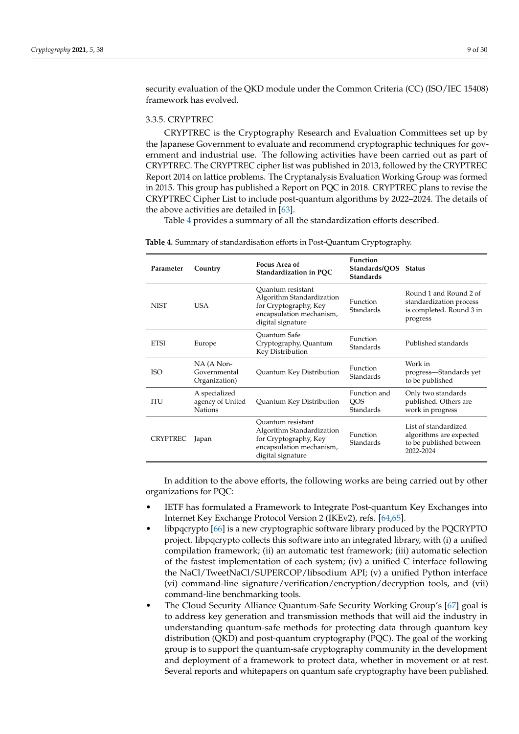security evaluation of the QKD module under the Common Criteria (CC) (ISO/IEC 15408) framework has evolved.

### 3.3.5. CRYPTREC

CRYPTREC is the Cryptography Research and Evaluation Committees set up by the Japanese Government to evaluate and recommend cryptographic techniques for government and industrial use. The following activities have been carried out as part of CRYPTREC. The CRYPTREC cipher list was published in 2013, followed by the CRYPTREC Report 2014 on lattice problems. The Cryptanalysis Evaluation Working Group was formed in 2015. This group has published a Report on PQC in 2018. CRYPTREC plans to revise the CRYPTREC Cipher List to include post-quantum algorithms by 2022–2024. The details of the above activities are detailed in [63].

Table 4 provides a summary of all the standardization efforts described.

**Table 4.** Summary of standardisation efforts in Post-Quantum Cryptography.

| Parameter | Country | Focus Area of Standardization in PQC | Function Standards/QOS Standards | Status |
|---|---|---|---|---|
| NIST | USA | Quantum resistant Algorithm Standardization for Cryptography, Key encapsulation mechanism, digital signature | Function Standards | Round 1 and Round 2 of standardization process is completed. Round 3 in progress |
| ETSI | Europe | Quantum Safe Cryptography, Quantum Key Distribution | Function Standards | Published standards |
| ISO | NA (A Non-Governmental Organization) | Quantum Key Distribution | Function Standards | Work in progress—Standards yet to be published |
| ITU | A specialized agency of United Nations | Quantum Key Distribution | Function and QOS Standards | Only two standards published. Others are work in progress |
| CRYPTREC | Japan | Quantum resistant Algorithm Standardization for Cryptography, Key encapsulation mechanism, digital signature | Function Standards | List of standardized algorithms are expected to be published between 2022-2024 |

In addition to the above efforts, the following works are being carried out by other organizations for PQC:

- IETF has formulated a Framework to Integrate Post-quantum Key Exchanges into Internet Key Exchange Protocol Version 2 (IKEv2), refs. [64,65].
- libpqcrypto [66] is a new cryptographic software library produced by the PQCRYPTO project. libpqcrypto collects this software into an integrated library, with (i) a unified compilation framework; (ii) an automatic test framework; (iii) automatic selection of the fastest implementation of each system; (iv) a unified C interface following the NaCl/TweetNaCl/SUPERCOP/libsodium API; (v) a unified Python interface (vi) command-line signature/verification/encryption/decryption tools, and (vii) command-line benchmarking tools.
- The Cloud Security Alliance Quantum-Safe Security Working Group's [67] goal is to address key generation and transmission methods that will aid the industry in understanding quantum-safe methods for protecting data through quantum key distribution (QKD) and post-quantum cryptography (PQC). The goal of the working group is to support the quantum-safe cryptography community in the development and deployment of a framework to protect data, whether in movement or at rest. Several reports and whitepapers on quantum safe cryptography have been published.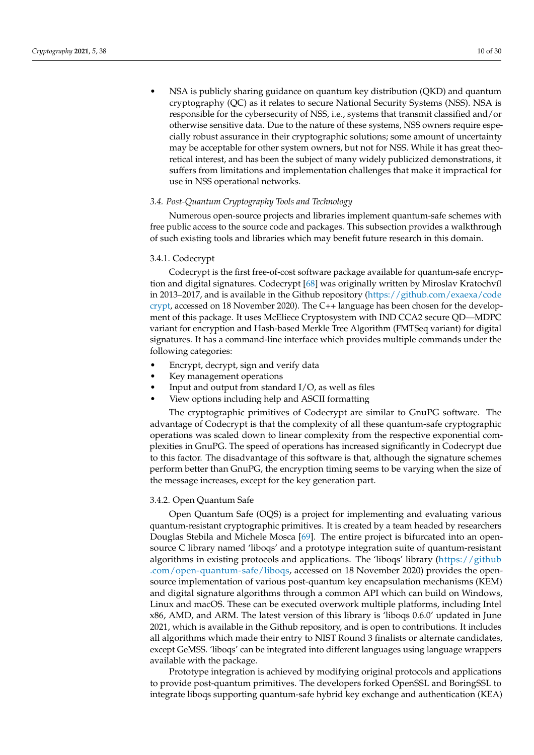- NSA is publicly sharing guidance on quantum key distribution (QKD) and quantum cryptography (QC) as it relates to secure National Security Systems (NSS). NSA is responsible for the cybersecurity of NSS, i.e., systems that transmit classified and/or otherwise sensitive data. Due to the nature of these systems, NSS owners require especially robust assurance in their cryptographic solutions; some amount of uncertainty may be acceptable for other system owners, but not for NSS. While it has great theoretical interest, and has been the subject of many widely publicized demonstrations, it suffers from limitations and implementation challenges that make it impractical for use in NSS operational networks.

### *3.4. Post-Quantum Cryptography Tools and Technology*

Numerous open-source projects and libraries implement quantum-safe schemes with free public access to the source code and packages. This subsection provides a walkthrough of such existing tools and libraries which may benefit future research in this domain.

#### 3.4.1. Codecrypt

Codecrypt is the first free-of-cost software package available for quantum-safe encryption and digital signatures. Codecrypt [68] was originally written by Miroslav Kratochvíl in 2013–2017, and is available in the Github repository (https://github.com/exaexa/codecrypt, accessed on 18 November 2020). The C++ language has been chosen for the development of this package. It uses McEliece Cryptosystem with IND CCA2 secure QD—MDPC variant for encryption and Hash-based Merkle Tree Algorithm (FMTSeq variant) for digital signatures. It has a command-line interface which provides multiple commands under the following categories:

- Encrypt, decrypt, sign and verify data
- Key management operations
- Input and output from standard I/O, as well as files
- View options including help and ASCII formatting

The cryptographic primitives of Codecrypt are similar to GnuPG software. The advantage of Codecrypt is that the complexity of all these quantum-safe cryptographic operations was scaled down to linear complexity from the respective exponential complexities in GnuPG. The speed of operations has increased significantly in Codecrypt due to this factor. The disadvantage of this software is that, although the signature schemes perform better than GnuPG, the encryption timing seems to be varying when the size of the message increases, except for the key generation part.

#### 3.4.2. Open Quantum Safe

Open Quantum Safe (OQS) is a project for implementing and evaluating various quantum-resistant cryptographic primitives. It is created by a team headed by researchers Douglas Stebila and Michele Mosca [69]. The entire project is bifurcated into an open-source C library named 'liboqs' and a prototype integration suite of quantum-resistant algorithms in existing protocols and applications. The 'liboqs' library (https://github.com/open-quantum-safe/liboqs, accessed on 18 November 2020) provides the open-source implementation of various post-quantum key encapsulation mechanisms (KEM) and digital signature algorithms through a common API which can build on Windows, Linux and macOS. These can be executed overwork multiple platforms, including Intel x86, AMD, and ARM. The latest version of this library is 'liboqs 0.6.0' updated in June 2021, which is available in the Github repository, and is open to contributions. It includes all algorithms which made their entry to NIST Round 3 finalists or alternate candidates, except GeMSS. 'liboqs' can be integrated into different languages using language wrappers available with the package.

Prototype integration is achieved by modifying original protocols and applications to provide post-quantum primitives. The developers forked OpenSSL and BoringSSL to integrate liboqs supporting quantum-safe hybrid key exchange and authentication (KEA)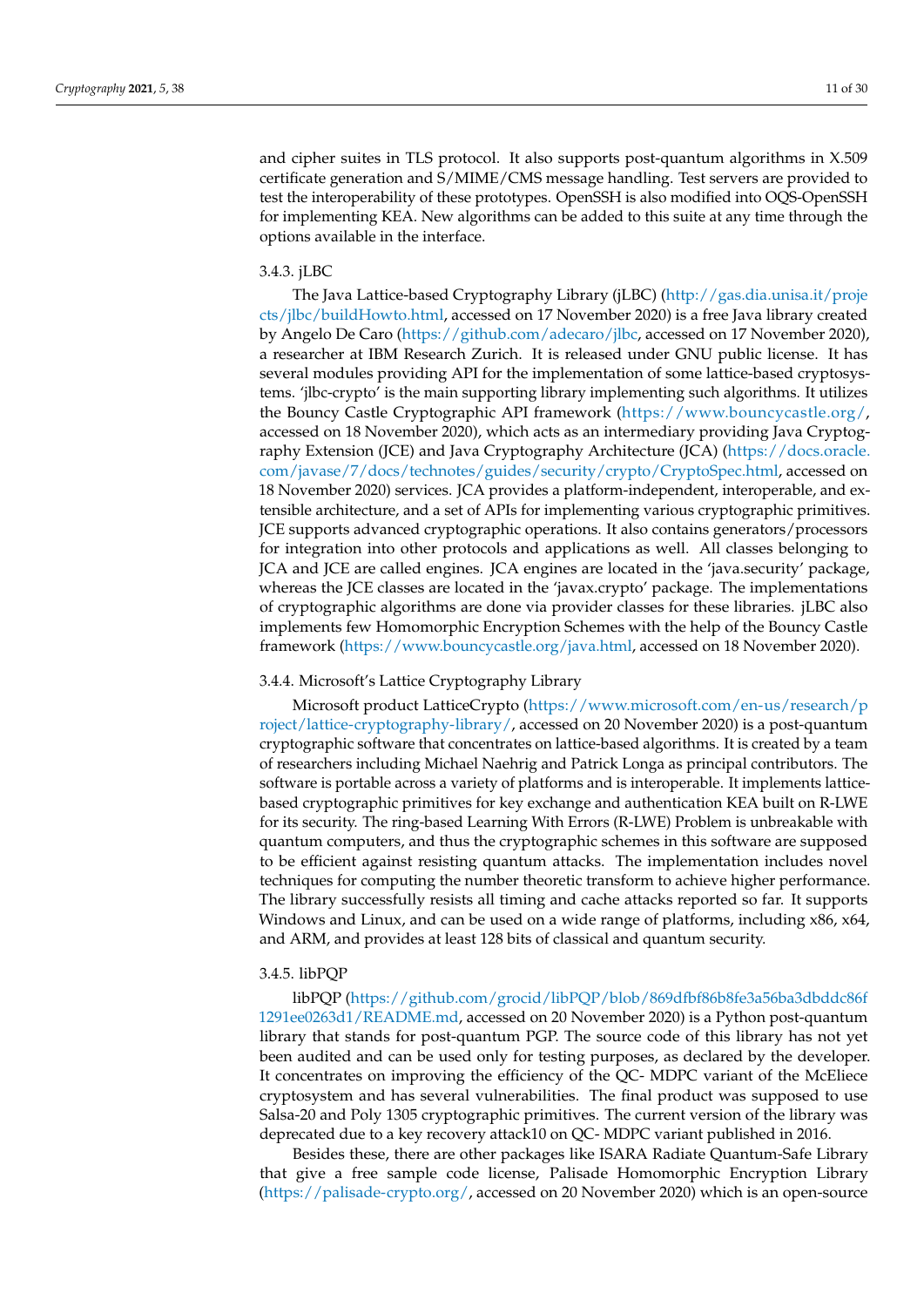and cipher suites in TLS protocol. It also supports post-quantum algorithms in X.509 certificate generation and S/MIME/CMS message handling. Test servers are provided to test the interoperability of these prototypes. OpenSSH is also modified into OQS-OpenSSH for implementing KEA. New algorithms can be added to this suite at any time through the options available in the interface.

#### 3.4.3. jLBC

The Java Lattice-based Cryptography Library (jLBC) (http://gas.dia.unisa.it/projects/jlbc/buildHowto.html, accessed on 17 November 2020) is a free Java library created by Angelo De Caro (https://github.com/adecaro/jlbc, accessed on 17 November 2020), a researcher at IBM Research Zurich. It is released under GNU public license. It has several modules providing API for the implementation of some lattice-based cryptosystems. 'jlbc-crypto' is the main supporting library implementing such algorithms. It utilizes the Bouncy Castle Cryptographic API framework (https://www.bouncycastle.org/, accessed on 18 November 2020), which acts as an intermediary providing Java Cryptography Extension (JCE) and Java Cryptography Architecture (JCA) (https://docs.oracle.com/javase/7/docs/technotes/guides/security/crypto/CryptoSpec.html, accessed on 18 November 2020) services. JCA provides a platform-independent, interoperable, and extensible architecture, and a set of APIs for implementing various cryptographic primitives. JCE supports advanced cryptographic operations. It also contains generators/processors for integration into other protocols and applications as well. All classes belonging to JCA and JCE are called engines. JCA engines are located in the 'java.security' package, whereas the JCE classes are located in the 'javax.crypto' package. The implementations of cryptographic algorithms are done via provider classes for these libraries. jLBC also implements few Homomorphic Encryption Schemes with the help of the Bouncy Castle framework (https://www.bouncycastle.org/java.html, accessed on 18 November 2020).

#### 3.4.4. Microsoft's Lattice Cryptography Library

Microsoft product LatticeCrypto (https://www.microsoft.com/en-us/research/project/lattice-cryptography-library/, accessed on 20 November 2020) is a post-quantum cryptographic software that concentrates on lattice-based algorithms. It is created by a team of researchers including Michael Naehrig and Patrick Longa as principal contributors. The software is portable across a variety of platforms and is interoperable. It implements lattice-based cryptographic primitives for key exchange and authentication KEA built on R-LWE for its security. The ring-based Learning With Errors (R-LWE) Problem is unbreakable with quantum computers, and thus the cryptographic schemes in this software are supposed to be efficient against resisting quantum attacks. The implementation includes novel techniques for computing the number theoretic transform to achieve higher performance. The library successfully resists all timing and cache attacks reported so far. It supports Windows and Linux, and can be used on a wide range of platforms, including x86, x64, and ARM, and provides at least 128 bits of classical and quantum security.

#### 3.4.5. libPQP

libPQP (https://github.com/grocid/libPQP/blob/869dfbf86b8fe3a56ba3dbddc86f1291ee0263d1/README.md, accessed on 20 November 2020) is a Python post-quantum library that stands for post-quantum PGP. The source code of this library has not yet been audited and can be used only for testing purposes, as declared by the developer. It concentrates on improving the efficiency of the QC- MDPC variant of the McEliece cryptosystem and has several vulnerabilities. The final product was supposed to use Salsa-20 and Poly 1305 cryptographic primitives. The current version of the library was deprecated due to a key recovery attack10 on QC- MDPC variant published in 2016.

Besides these, there are other packages like ISARA Radiate Quantum-Safe Library that give a free sample code license, Palisade Homomorphic Encryption Library (https://palisade-crypto.org/, accessed on 20 November 2020) which is an open-source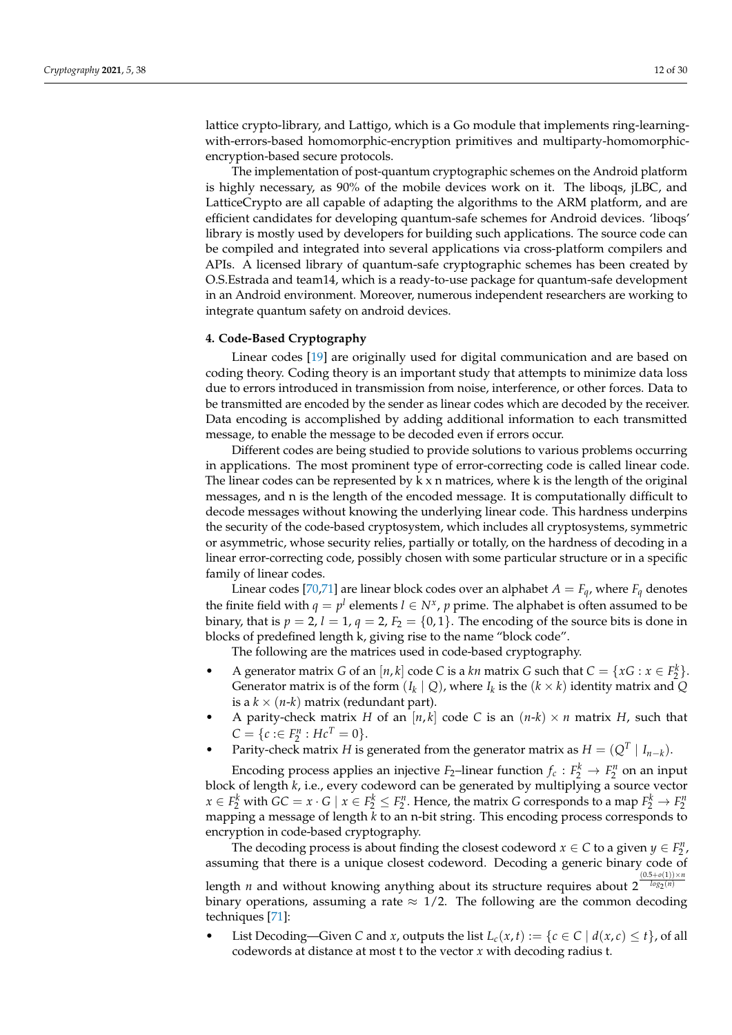lattice crypto-library, and Lattigo, which is a Go module that implements ring-learning-with-errors-based homomorphic-encryption primitives and multiparty-homomorphic-encryption-based secure protocols.

The implementation of post-quantum cryptographic schemes on the Android platform is highly necessary, as 90% of the mobile devices work on it. The liboqs, jLBC, and LatticeCrypto are all capable of adapting the algorithms to the ARM platform, and are efficient candidates for developing quantum-safe schemes for Android devices. 'liboqs' library is mostly used by developers for building such applications. The source code can be compiled and integrated into several applications via cross-platform compilers and APIs. A licensed library of quantum-safe cryptographic schemes has been created by O.S.Estrada and team14, which is a ready-to-use package for quantum-safe development in an Android environment. Moreover, numerous independent researchers are working to integrate quantum safety on android devices.

**4. Code-Based Cryptography**

Linear codes [19] are originally used for digital communication and are based on coding theory. Coding theory is an important study that attempts to minimize data loss due to errors introduced in transmission from noise, interference, or other forces. Data to be transmitted are encoded by the sender as linear codes which are decoded by the receiver. Data encoding is accomplished by adding additional information to each transmitted message, to enable the message to be decoded even if errors occur.

Different codes are being studied to provide solutions to various problems occurring in applications. The most prominent type of error-correcting code is called linear code. The linear codes can be represented by k x n matrices, where k is the length of the original messages, and n is the length of the encoded message. It is computationally difficult to decode messages without knowing the underlying linear code. This hardness underpins the security of the code-based cryptosystem, which includes all cryptosystems, symmetric or asymmetric, whose security relies, partially or totally, on the hardness of decoding in a linear error-correcting code, possibly chosen with some particular structure or in a specific family of linear codes.

Linear codes [70,71] are linear block codes over an alphabet $A = F_q$, where $F_q$ denotes the finite field with $q = p^l$ elements $l \in N^x$, $p$ prime. The alphabet is often assumed to be binary, that is $p = 2$, $l = 1$, $q = 2$, $F_2 = \{0, 1\}$. The encoding of the source bits is done in blocks of predefined length k, giving rise to the name "block code".

The following are the matrices used in code-based cryptography.

- A generator matrix $G$ of an $[n, k]$ code $C$ is a $kn$ matrix $G$ such that $C = \{xG : x \in F_2^k\}$. Generator matrix is of the form $(I_k \mid Q)$, where $I_k$ is the $(k \times k)$ identity matrix and $Q$ is a $k \times (n\text{-}k)$ matrix (redundant part).
- A parity-check matrix $H$ of an $[n, k]$ code $C$ is an $(n\text{-}k) \times n$ matrix $H$, such that $C = \{c :\in F_2^n : Hc^T = 0\}$.
- Parity-check matrix $H$ is generated from the generator matrix as $H = (Q^T \mid I_{n-k})$.

Encoding process applies an injective $F_2$–linear function $f_c : F_2^k \to F_2^n$ on an input block of length $k$, i.e., every codeword can be generated by multiplying a source vector $x \in F_2^k$ with $GC = x \cdot G \mid x \in F_2^k \leq F_2^n$. Hence, the matrix $G$ corresponds to a map $F_2^k \to F_2^n$ mapping a message of length $k$ to an n-bit string. This encoding process corresponds to encryption in code-based cryptography.

The decoding process is about finding the closest codeword $x \in C$ to a given $y \in F_2^n$, assuming that there is a unique closest codeword. Decoding a generic binary code of length $n$ and without knowing anything about its structure requires about $2^{\frac{(0.5+o(1)) \times n}{log_2(n)}}$ binary operations, assuming a rate $\approx 1/2$. The following are the common decoding techniques [71]:

- List Decoding—Given $C$ and $x$, outputs the list $L_c(x, t) := \{c \in C \mid d(x, c) \leq t\}$, of all codewords at distance at most t to the vector $x$ with decoding radius t.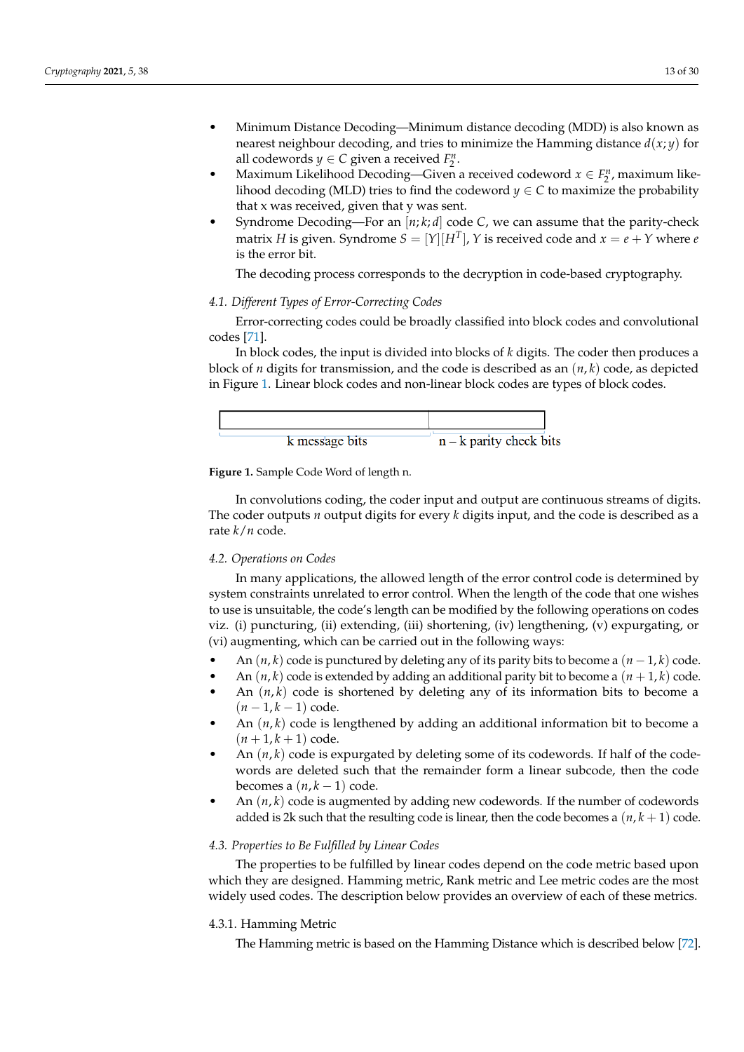- Minimum Distance Decoding—Minimum distance decoding (MDD) is also known as nearest neighbour decoding, and tries to minimize the Hamming distance $d(x;y)$ for all codewords $y \in C$ given a received $F_2^n$.
- Maximum Likelihood Decoding—Given a received codeword $x \in F_2^n$, maximum likelihood decoding (MLD) tries to find the codeword $y \in C$ to maximize the probability that x was received, given that y was sent.
- Syndrome Decoding—For an $[n;k;d]$ code $C$, we can assume that the parity-check matrix $H$ is given. Syndrome $S = [Y][H^T]$, $Y$ is received code and $x = e + Y$ where $e$ is the error bit.

  The decoding process corresponds to the decryption in code-based cryptography.

### 4.1. Different Types of Error-Correcting Codes

Error-correcting codes could be broadly classified into block codes and convolutional codes [71].

In block codes, the input is divided into blocks of $k$ digits. The coder then produces a block of $n$ digits for transmission, and the code is described as an $(n,k)$ code, as depicted in Figure 1. Linear block codes and non-linear block codes are types of block codes.

| k message bits | n – k parity check bits |
|---|---|

**Figure 1.** Sample Code Word of length n.

In convolutions coding, the coder input and output are continuous streams of digits. The coder outputs $n$ output digits for every $k$ digits input, and the code is described as a rate $k/n$ code.

### 4.2. Operations on Codes

In many applications, the allowed length of the error control code is determined by system constraints unrelated to error control. When the length of the code that one wishes to use is unsuitable, the code's length can be modified by the following operations on codes viz. (i) puncturing, (ii) extending, (iii) shortening, (iv) lengthening, (v) expurgating, or (vi) augmenting, which can be carried out in the following ways:

- An $(n,k)$ code is punctured by deleting any of its parity bits to become a $(n-1,k)$ code.
- An $(n,k)$ code is extended by adding an additional parity bit to become a $(n+1,k)$ code.
- An $(n,k)$ code is shortened by deleting any of its information bits to become a $(n-1,k-1)$ code.
- An $(n,k)$ code is lengthened by adding an additional information bit to become a $(n+1,k+1)$ code.
- An $(n,k)$ code is expurgated by deleting some of its codewords. If half of the codewords are deleted such that the remainder form a linear subcode, then the code becomes a $(n,k-1)$ code.
- An $(n,k)$ code is augmented by adding new codewords. If the number of codewords added is 2k such that the resulting code is linear, then the code becomes a $(n,k+1)$ code.

### 4.3. Properties to Be Fulfilled by Linear Codes

The properties to be fulfilled by linear codes depend on the code metric based upon which they are designed. Hamming metric, Rank metric and Lee metric codes are the most widely used codes. The description below provides an overview of each of these metrics.

#### 4.3.1. Hamming Metric

The Hamming metric is based on the Hamming Distance which is described below [72].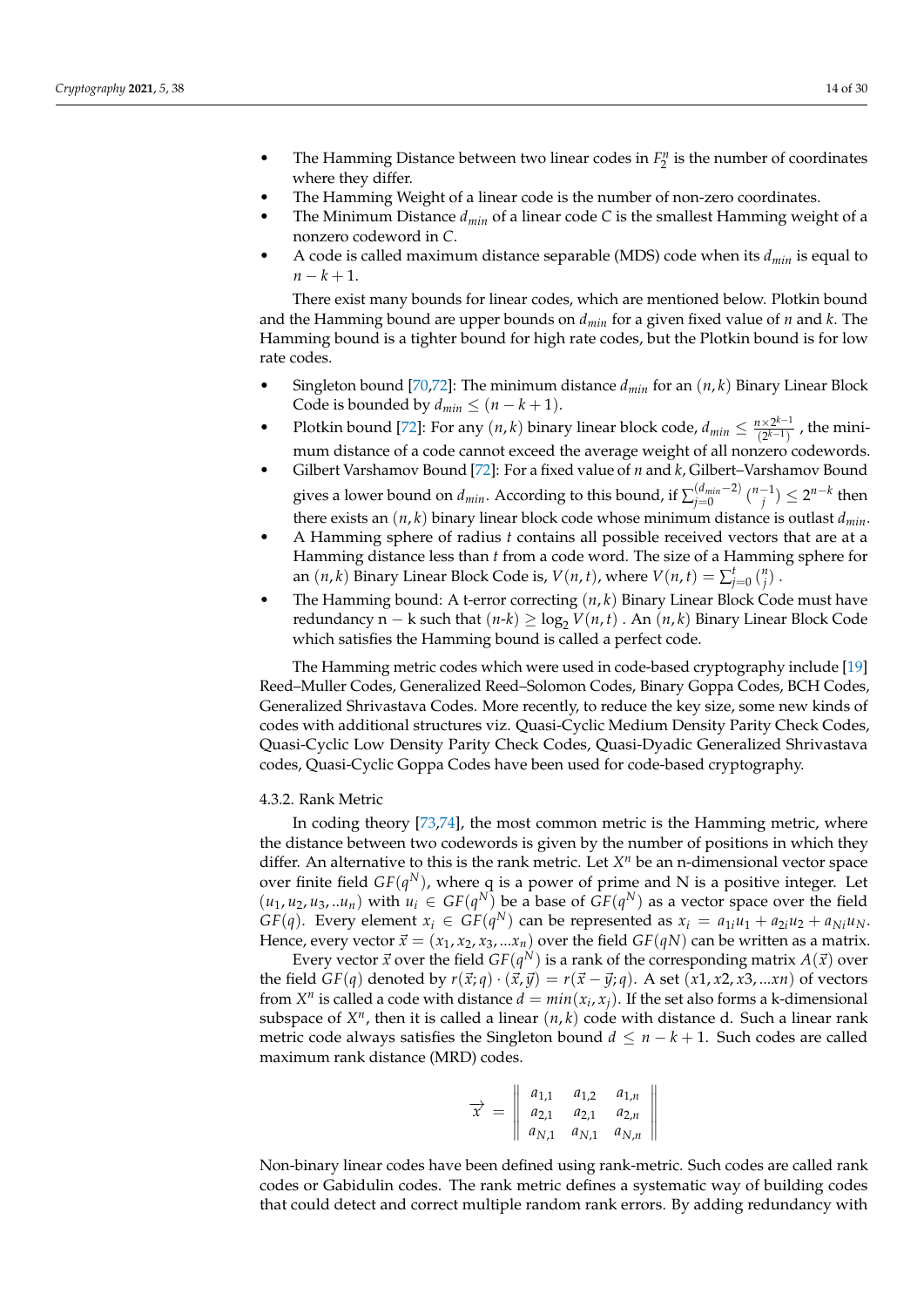- The Hamming Distance between two linear codes in $F_2^n$ is the number of coordinates where they differ.
- The Hamming Weight of a linear code is the number of non-zero coordinates.
- The Minimum Distance $d_{min}$ of a linear code $C$ is the smallest Hamming weight of a nonzero codeword in $C$.
- A code is called maximum distance separable (MDS) code when its $d_{min}$ is equal to $n - k + 1$.

There exist many bounds for linear codes, which are mentioned below. Plotkin bound and the Hamming bound are upper bounds on $d_{min}$ for a given fixed value of $n$ and $k$. The Hamming bound is a tighter bound for high rate codes, but the Plotkin bound is for low rate codes.

- Singleton bound [70,72]: The minimum distance $d_{min}$ for an $(n, k)$ Binary Linear Block Code is bounded by $d_{min} \leq (n - k + 1)$.
- Plotkin bound [72]: For any $(n, k)$ binary linear block code, $d_{min} \leq \frac{n \times 2^{k-1}}{(2^{k-1})}$ , the minimum distance of a code cannot exceed the average weight of all nonzero codewords.
- Gilbert Varshamov Bound [72]: For a fixed value of $n$ and $k$, Gilbert–Varshamov Bound gives a lower bound on $d_{min}$. According to this bound, if $\sum_{j=0}^{(d_{min}-2)} \binom{n-1}{j} \leq 2^{n-k}$ then there exists an $(n, k)$ binary linear block code whose minimum distance is outlast $d_{min}$.
- A Hamming sphere of radius $t$ contains all possible received vectors that are at a Hamming distance less than $t$ from a code word. The size of a Hamming sphere for an $(n, k)$ Binary Linear Block Code is, $V(n, t)$, where $V(n, t) = \sum_{j=0}^{t} \binom{n}{j}$ .
- The Hamming bound: A t-error correcting $(n, k)$ Binary Linear Block Code must have redundancy n − k such that $(n\text{-}k) \geq \log_2 V(n, t)$ . An $(n, k)$ Binary Linear Block Code which satisfies the Hamming bound is called a perfect code.

The Hamming metric codes which were used in code-based cryptography include [19] Reed–Muller Codes, Generalized Reed–Solomon Codes, Binary Goppa Codes, BCH Codes, Generalized Shrivastava Codes. More recently, to reduce the key size, some new kinds of codes with additional structures viz. Quasi-Cyclic Medium Density Parity Check Codes, Quasi-Cyclic Low Density Parity Check Codes, Quasi-Dyadic Generalized Shrivastava codes, Quasi-Cyclic Goppa Codes have been used for code-based cryptography.

#### 4.3.2. Rank Metric

In coding theory [73,74], the most common metric is the Hamming metric, where the distance between two codewords is given by the number of positions in which they differ. An alternative to this is the rank metric. Let $X^n$ be an n-dimensional vector space over finite field $GF(q^N)$, where q is a power of prime and N is a positive integer. Let $(u_1, u_2, u_3, ..u_n)$ with $u_i \in GF(q^N)$ be a base of $GF(q^N)$ as a vector space over the field $GF(q)$. Every element $x_i \in GF(q^N)$ can be represented as $x_i = a_{1i}u_1 + a_{2i}u_2 + a_{Ni}u_N$. Hence, every vector $\vec{x} = (x_1, x_2, x_3, ...x_n)$ over the field $GF(qN)$ can be written as a matrix.

Every vector $\vec{x}$ over the field $GF(q^N)$ is a rank of the corresponding matrix $A(\vec{x})$ over the field $GF(q)$ denoted by $r(\vec{x}; q) \cdot (\vec{x}, \vec{y}) = r(\vec{x} - \vec{y}; q)$. A set $(x1, x2, x3, ...xn)$ of vectors from $X^n$ is called a code with distance $d = min(x_i, x_j)$. If the set also forms a k-dimensional subspace of $X^n$, then it is called a linear $(n, k)$ code with distance d. Such a linear rank metric code always satisfies the Singleton bound $d \leq n - k + 1$. Such codes are called maximum rank distance (MRD) codes.

$$
\overrightarrow{x} = \left\| \begin{matrix} a_{1,1} & a_{1,2} & a_{1,n} \\ a_{2,1} & a_{2,1} & a_{2,n} \\ a_{N,1} & a_{N,1} & a_{N,n} \end{matrix} \right\|
$$

Non-binary linear codes have been defined using rank-metric. Such codes are called rank codes or Gabidulin codes. The rank metric defines a systematic way of building codes that could detect and correct multiple random rank errors. By adding redundancy with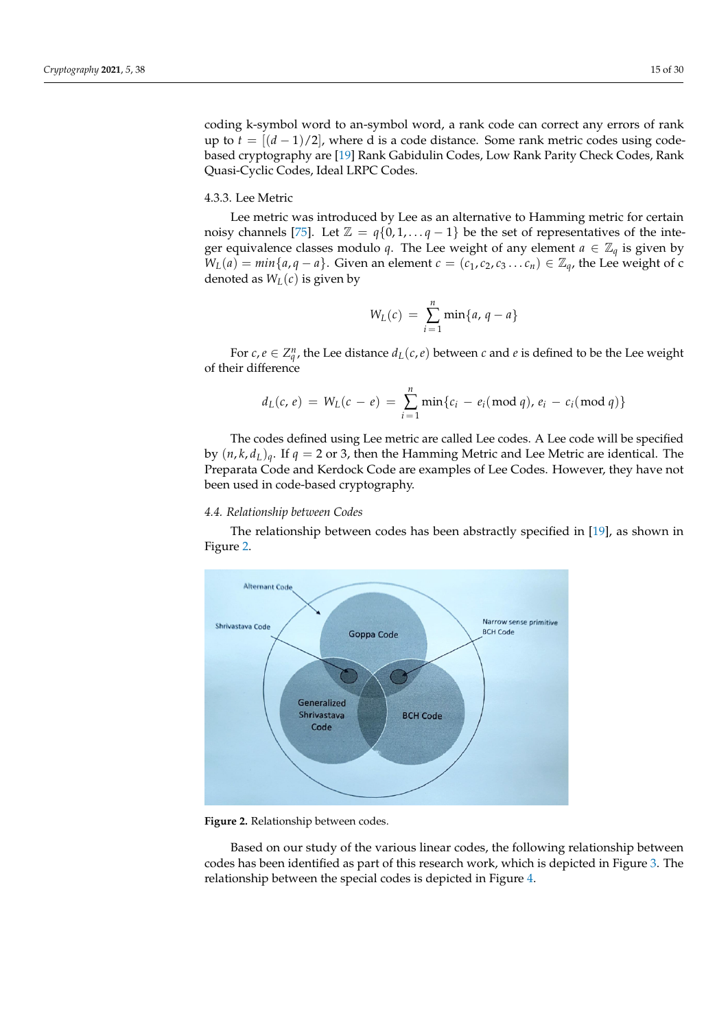coding k-symbol word to an-symbol word, a rank code can correct any errors of rank up to $t = [(d-1)/2]$, where d is a code distance. Some rank metric codes using code-based cryptography are [19] Rank Gabidulin Codes, Low Rank Parity Check Codes, Rank Quasi-Cyclic Codes, Ideal LRPC Codes.

#### 4.3.3. Lee Metric

Lee metric was introduced by Lee as an alternative to Hamming metric for certain noisy channels [75]. Let $\mathbb{Z} = q\{0, 1, \ldots q-1\}$ be the set of representatives of the integer equivalence classes modulo $q$. The Lee weight of any element $a \in \mathbb{Z}_q$ is given by $W_L(a) = min\{a, q-a\}$. Given an element $c = (c_1, c_2, c_3 \ldots c_n) \in \mathbb{Z}_q$, the Lee weight of c denoted as $W_L(c)$ is given by

$$W_L(c) = \sum_{i=1}^{n} \min\{a,\, q - a\}$$

For $c, e \in Z_q^n$, the Lee distance $d_L(c, e)$ between $c$ and $e$ is defined to be the Lee weight of their difference

$$d_L(c, e) = W_L(c - e) = \sum_{i=1}^{n} \min\{c_i - e_i (\bmod q),\, e_i - c_i (\bmod q)\}$$

The codes defined using Lee metric are called Lee codes. A Lee code will be specified by $(n, k, d_L)_q$. If $q = 2$ or 3, then the Hamming Metric and Lee Metric are identical. The Preparata Code and Kerdock Code are examples of Lee Codes. However, they have not been used in code-based cryptography.

### *4.4. Relationship between Codes*

The relationship between codes has been abstractly specified in [19], as shown in Figure 2.

**Figure 2.** Relationship between codes.

Based on our study of the various linear codes, the following relationship between codes has been identified as part of this research work, which is depicted in Figure 3. The relationship between the special codes is depicted in Figure 4.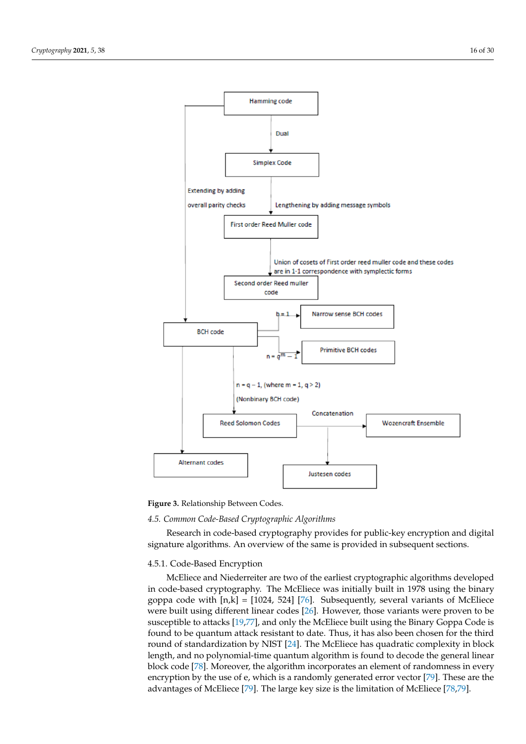Figure 3. Relationship Between Codes.

#### 4.5. Common Code-Based Cryptographic Algorithms

Research in code-based cryptography provides for public-key encryption and digital signature algorithms. An overview of the same is provided in subsequent sections.

##### 4.5.1. Code-Based Encryption

McEliece and Niederreiter are two of the earliest cryptographic algorithms developed in code-based cryptography. The McEliece was initially built in 1978 using the binary goppa code with [n,k] = [1024, 524] [76]. Subsequently, several variants of McEliece were built using different linear codes [26]. However, those variants were proven to be susceptible to attacks [19,77], and only the McEliece built using the Binary Goppa Code is found to be quantum attack resistant to date. Thus, it has also been chosen for the third round of standardization by NIST [24]. The McEliece has quadratic complexity in block length, and no polynomial-time quantum algorithm is found to decode the general linear block code [78]. Moreover, the algorithm incorporates an element of randomness in every encryption by the use of e, which is a randomly generated error vector [79]. These are the advantages of McEliece [79]. The large key size is the limitation of McEliece [78,79].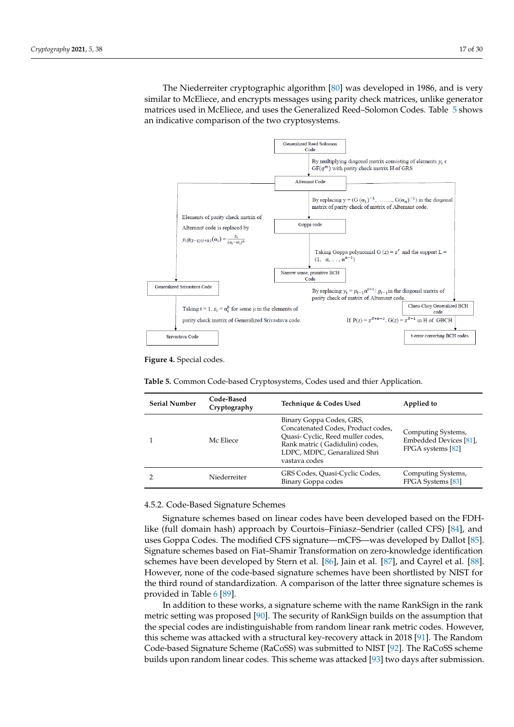The Niederreiter cryptographic algorithm [80] was developed in 1986, and is very similar to McEliece, and encrypts messages using parity check matrices, unlike generator matrices used in McEliece, and uses the Generalized Reed–Solomon Codes. Table 5 shows an indicative comparison of the two cryptosystems.

**Figure 4.** Special codes.

**Table 5.** Common Code-based Cryptosystems, Codes used and thier Application.

| Serial Number | Code-Based Cryptography | Technique & Codes Used | Applied to |
|---|---|---|---|
| 1 | Mc Eliece | Binary Goppa Codes, GRS, Concatenated Codes, Product codes, Quasi- Cyclic, Reed muller codes, Rank matric ( Gadidulin) codes, LDPC, MDPC, Genaralized Shri vastava codes | Computing Systems, Embedded Devices [81], FPGA systems [82] |
| 2 | Niederreiter | GRS Codes, Quasi-Cyclic Codes, Binary Goppa codes | Computing Systems, FPGA Systems [83] |

### 4.5.2. Code-Based Signature Schemes

Signature schemes based on linear codes have been developed based on the FDH-like (full domain hash) approach by Courtois–Finiasz–Sendrier (called CFS) [84], and uses Goppa Codes. The modified CFS signature—mCFS—was developed by Dallot [85]. Signature schemes based on Fiat–Shamir Transformation on zero-knowledge identification schemes have been developed by Stern et al. [86], Jain et al. [87], and Cayrel et al. [88]. However, none of the code-based signature schemes have been shortlisted by NIST for the third round of standardization. A comparison of the latter three signature schemes is provided in Table 6 [89].

In addition to these works, a signature scheme with the name RankSign in the rank metric setting was proposed [90]. The security of RankSign builds on the assumption that the special codes are indistinguishable from random linear rank metric codes. However, this scheme was attacked with a structural key-recovery attack in 2018 [91]. The Random Code-based Signature Scheme (RaCoSS) was submitted to NIST [92]. The RaCoSS scheme builds upon random linear codes. This scheme was attacked [93] two days after submission.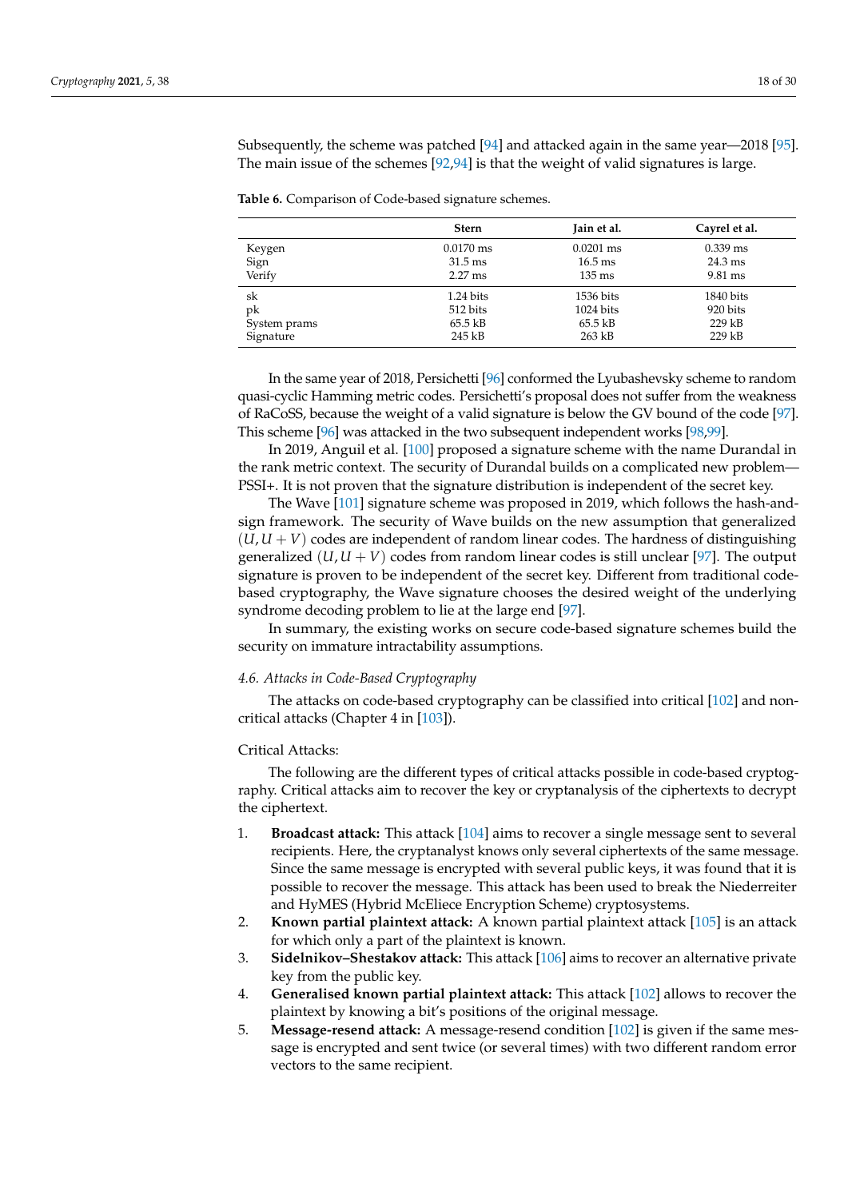Subsequently, the scheme was patched [94] and attacked again in the same year—2018 [95]. The main issue of the schemes [92,94] is that the weight of valid signatures is large.

**Table 6.** Comparison of Code-based signature schemes.

| | Stern | Jain et al. | Cayrel et al. |
|---|---|---|---|
| Keygen | 0.0170 ms | 0.0201 ms | 0.339 ms |
| Sign | 31.5 ms | 16.5 ms | 24.3 ms |
| Verify | 2.27 ms | 135 ms | 9.81 ms |
| sk | 1.24 bits | 1536 bits | 1840 bits |
| pk | 512 bits | 1024 bits | 920 bits |
| System prams | 65.5 kB | 65.5 kB | 229 kB |
| Signature | 245 kB | 263 kB | 229 kB |

In the same year of 2018, Persichetti [96] conformed the Lyubashevsky scheme to random quasi-cyclic Hamming metric codes. Persichetti's proposal does not suffer from the weakness of RaCoSS, because the weight of a valid signature is below the GV bound of the code [97]. This scheme [96] was attacked in the two subsequent independent works [98,99].

In 2019, Anguil et al. [100] proposed a signature scheme with the name Durandal in the rank metric context. The security of Durandal builds on a complicated new problem—PSSI+. It is not proven that the signature distribution is independent of the secret key.

The Wave [101] signature scheme was proposed in 2019, which follows the hash-and-sign framework. The security of Wave builds on the new assumption that generalized $(U, U+V)$ codes are independent of random linear codes. The hardness of distinguishing generalized $(U, U+V)$ codes from random linear codes is still unclear [97]. The output signature is proven to be independent of the secret key. Different from traditional code-based cryptography, the Wave signature chooses the desired weight of the underlying syndrome decoding problem to lie at the large end [97].

In summary, the existing works on secure code-based signature schemes build the security on immature intractability assumptions.

### *4.6. Attacks in Code-Based Cryptography*

The attacks on code-based cryptography can be classified into critical [102] and non-critical attacks (Chapter 4 in [103]).

Critical Attacks:

The following are the different types of critical attacks possible in code-based cryptography. Critical attacks aim to recover the key or cryptanalysis of the ciphertexts to decrypt the ciphertext.

1. **Broadcast attack:** This attack [104] aims to recover a single message sent to several recipients. Here, the cryptanalyst knows only several ciphertexts of the same message. Since the same message is encrypted with several public keys, it was found that it is possible to recover the message. This attack has been used to break the Niederreiter and HyMES (Hybrid McEliece Encryption Scheme) cryptosystems.
2. **Known partial plaintext attack:** A known partial plaintext attack [105] is an attack for which only a part of the plaintext is known.
3. **Sidelnikov–Shestakov attack:** This attack [106] aims to recover an alternative private key from the public key.
4. **Generalised known partial plaintext attack:** This attack [102] allows to recover the plaintext by knowing a bit's positions of the original message.
5. **Message-resend attack:** A message-resend condition [102] is given if the same message is encrypted and sent twice (or several times) with two different random error vectors to the same recipient.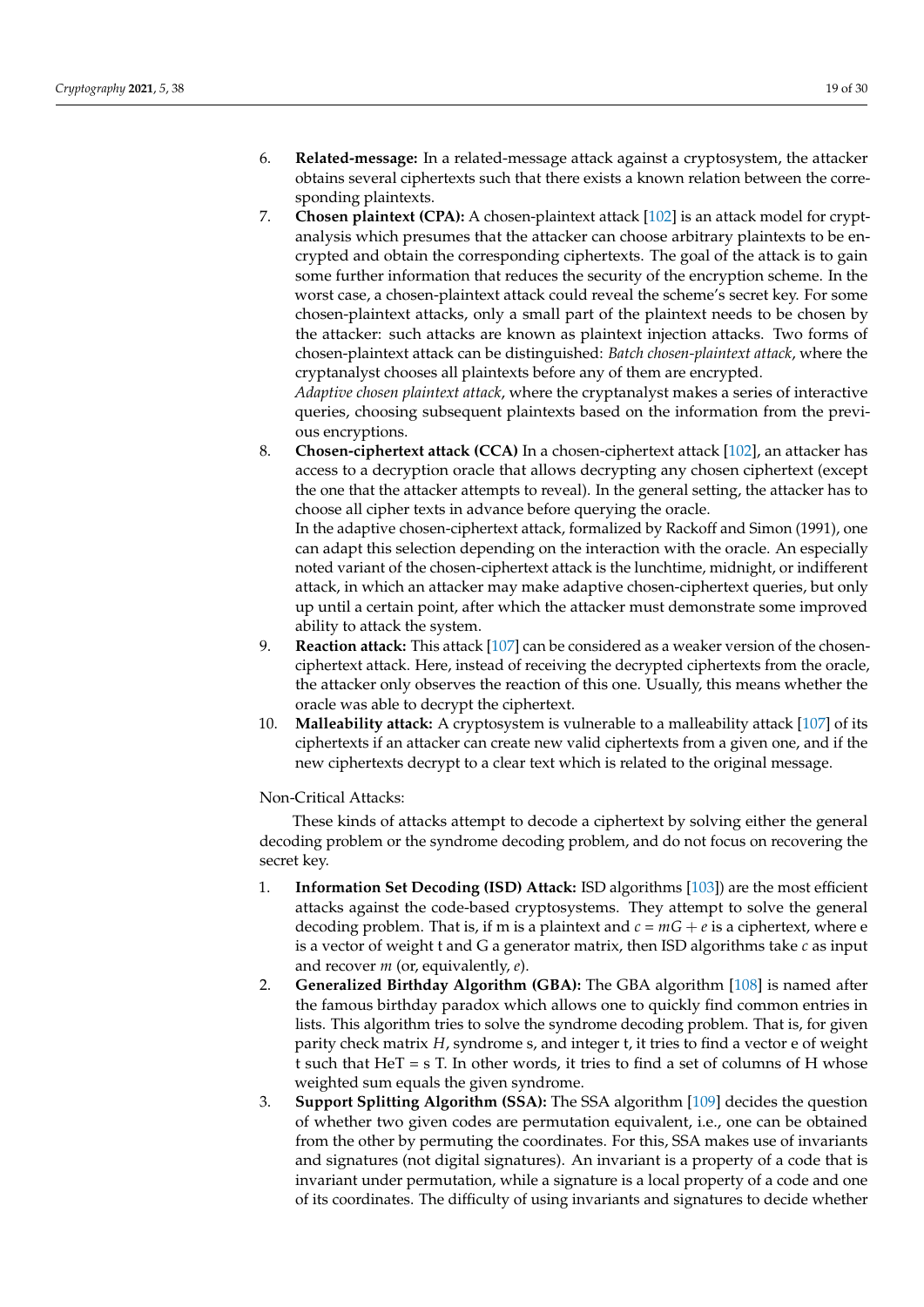6. **Related-message:** In a related-message attack against a cryptosystem, the attacker obtains several ciphertexts such that there exists a known relation between the corresponding plaintexts.
7. **Chosen plaintext (CPA):** A chosen-plaintext attack [102] is an attack model for cryptanalysis which presumes that the attacker can choose arbitrary plaintexts to be encrypted and obtain the corresponding ciphertexts. The goal of the attack is to gain some further information that reduces the security of the encryption scheme. In the worst case, a chosen-plaintext attack could reveal the scheme's secret key. For some chosen-plaintext attacks, only a small part of the plaintext needs to be chosen by the attacker: such attacks are known as plaintext injection attacks. Two forms of chosen-plaintext attack can be distinguished: *Batch chosen-plaintext attack*, where the cryptanalyst chooses all plaintexts before any of them are encrypted.
   *Adaptive chosen plaintext attack*, where the cryptanalyst makes a series of interactive queries, choosing subsequent plaintexts based on the information from the previous encryptions.
8. **Chosen-ciphertext attack (CCA)** In a chosen-ciphertext attack [102], an attacker has access to a decryption oracle that allows decrypting any chosen ciphertext (except the one that the attacker attempts to reveal). In the general setting, the attacker has to choose all cipher texts in advance before querying the oracle.
   In the adaptive chosen-ciphertext attack, formalized by Rackoff and Simon (1991), one can adapt this selection depending on the interaction with the oracle. An especially noted variant of the chosen-ciphertext attack is the lunchtime, midnight, or indifferent attack, in which an attacker may make adaptive chosen-ciphertext queries, but only up until a certain point, after which the attacker must demonstrate some improved ability to attack the system.
9. **Reaction attack:** This attack [107] can be considered as a weaker version of the chosen-ciphertext attack. Here, instead of receiving the decrypted ciphertexts from the oracle, the attacker only observes the reaction of this one. Usually, this means whether the oracle was able to decrypt the ciphertext.
10. **Malleability attack:** A cryptosystem is vulnerable to a malleability attack [107] of its ciphertexts if an attacker can create new valid ciphertexts from a given one, and if the new ciphertexts decrypt to a clear text which is related to the original message.

Non-Critical Attacks:

These kinds of attacks attempt to decode a ciphertext by solving either the general decoding problem or the syndrome decoding problem, and do not focus on recovering the secret key.

1. **Information Set Decoding (ISD) Attack:** ISD algorithms [103]) are the most efficient attacks against the code-based cryptosystems. They attempt to solve the general decoding problem. That is, if m is a plaintext and $c = mG + e$ is a ciphertext, where e is a vector of weight t and G a generator matrix, then ISD algorithms take $c$ as input and recover $m$ (or, equivalently, $e$).
2. **Generalized Birthday Algorithm (GBA):** The GBA algorithm [108] is named after the famous birthday paradox which allows one to quickly find common entries in lists. This algorithm tries to solve the syndrome decoding problem. That is, for given parity check matrix $H$, syndrome s, and integer t, it tries to find a vector e of weight t such that HeT = s T. In other words, it tries to find a set of columns of H whose weighted sum equals the given syndrome.
3. **Support Splitting Algorithm (SSA):** The SSA algorithm [109] decides the question of whether two given codes are permutation equivalent, i.e., one can be obtained from the other by permuting the coordinates. For this, SSA makes use of invariants and signatures (not digital signatures). An invariant is a property of a code that is invariant under permutation, while a signature is a local property of a code and one of its coordinates. The difficulty of using invariants and signatures to decide whether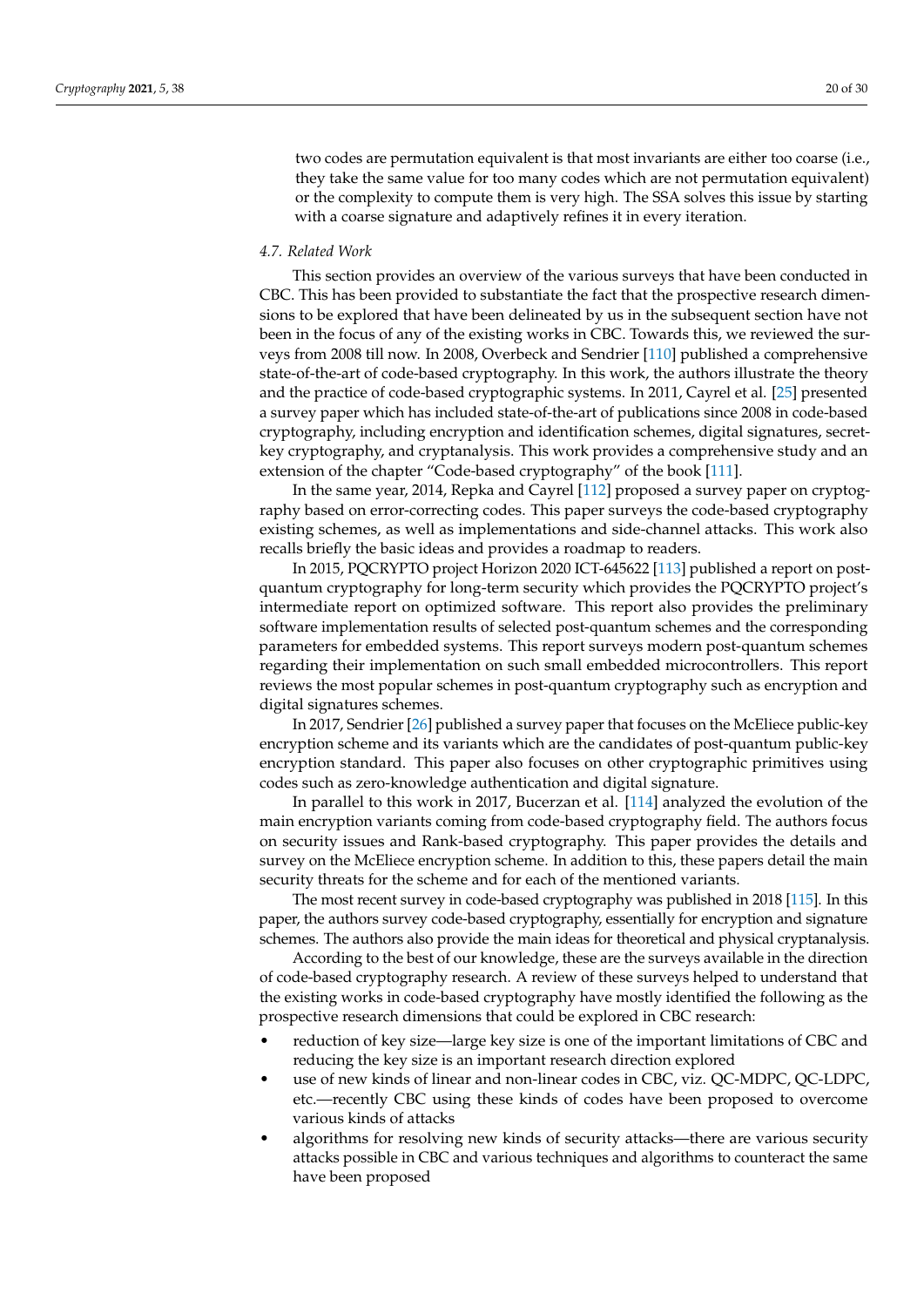two codes are permutation equivalent is that most invariants are either too coarse (i.e., they take the same value for too many codes which are not permutation equivalent) or the complexity to compute them is very high. The SSA solves this issue by starting with a coarse signature and adaptively refines it in every iteration.

### *4.7. Related Work*

This section provides an overview of the various surveys that have been conducted in CBC. This has been provided to substantiate the fact that the prospective research dimensions to be explored that have been delineated by us in the subsequent section have not been in the focus of any of the existing works in CBC. Towards this, we reviewed the surveys from 2008 till now. In 2008, Overbeck and Sendrier [110] published a comprehensive state-of-the-art of code-based cryptography. In this work, the authors illustrate the theory and the practice of code-based cryptographic systems. In 2011, Cayrel et al. [25] presented a survey paper which has included state-of-the-art of publications since 2008 in code-based cryptography, including encryption and identification schemes, digital signatures, secret-key cryptography, and cryptanalysis. This work provides a comprehensive study and an extension of the chapter "Code-based cryptography" of the book [111].

In the same year, 2014, Repka and Cayrel [112] proposed a survey paper on cryptography based on error-correcting codes. This paper surveys the code-based cryptography existing schemes, as well as implementations and side-channel attacks. This work also recalls briefly the basic ideas and provides a roadmap to readers.

In 2015, PQCRYPTO project Horizon 2020 ICT-645622 [113] published a report on post-quantum cryptography for long-term security which provides the PQCRYPTO project's intermediate report on optimized software. This report also provides the preliminary software implementation results of selected post-quantum schemes and the corresponding parameters for embedded systems. This report surveys modern post-quantum schemes regarding their implementation on such small embedded microcontrollers. This report reviews the most popular schemes in post-quantum cryptography such as encryption and digital signatures schemes.

In 2017, Sendrier [26] published a survey paper that focuses on the McEliece public-key encryption scheme and its variants which are the candidates of post-quantum public-key encryption standard. This paper also focuses on other cryptographic primitives using codes such as zero-knowledge authentication and digital signature.

In parallel to this work in 2017, Bucerzan et al. [114] analyzed the evolution of the main encryption variants coming from code-based cryptography field. The authors focus on security issues and Rank-based cryptography. This paper provides the details and survey on the McEliece encryption scheme. In addition to this, these papers detail the main security threats for the scheme and for each of the mentioned variants.

The most recent survey in code-based cryptography was published in 2018 [115]. In this paper, the authors survey code-based cryptography, essentially for encryption and signature schemes. The authors also provide the main ideas for theoretical and physical cryptanalysis.

According to the best of our knowledge, these are the surveys available in the direction of code-based cryptography research. A review of these surveys helped to understand that the existing works in code-based cryptography have mostly identified the following as the prospective research dimensions that could be explored in CBC research:

- reduction of key size—large key size is one of the important limitations of CBC and reducing the key size is an important research direction explored
- use of new kinds of linear and non-linear codes in CBC, viz. QC-MDPC, QC-LDPC, etc.—recently CBC using these kinds of codes have been proposed to overcome various kinds of attacks
- algorithms for resolving new kinds of security attacks—there are various security attacks possible in CBC and various techniques and algorithms to counteract the same have been proposed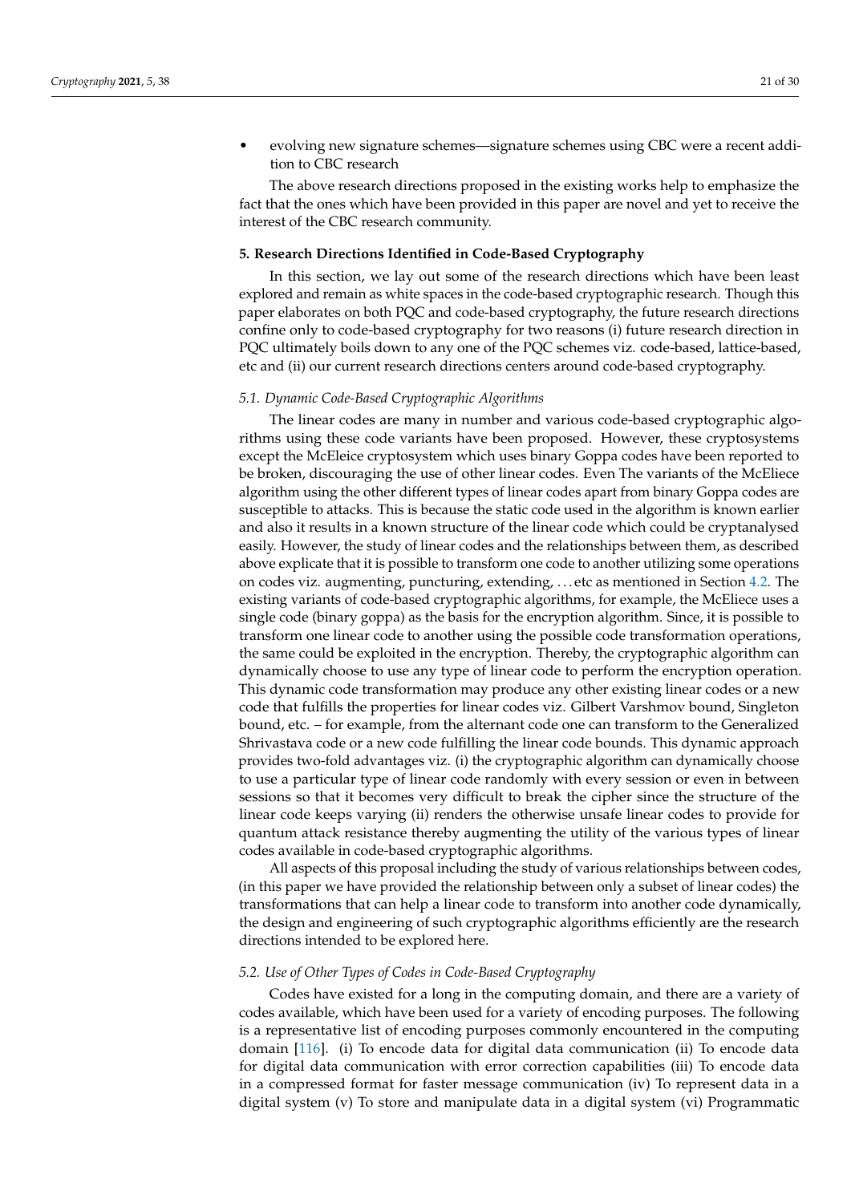- evolving new signature schemes—signature schemes using CBC were a recent addition to CBC research

The above research directions proposed in the existing works help to emphasize the fact that the ones which have been provided in this paper are novel and yet to receive the interest of the CBC research community.

## 5. Research Directions Identified in Code-Based Cryptography

In this section, we lay out some of the research directions which have been least explored and remain as white spaces in the code-based cryptographic research. Though this paper elaborates on both PQC and code-based cryptography, the future research directions confine only to code-based cryptography for two reasons (i) future research direction in PQC ultimately boils down to any one of the PQC schemes viz. code-based, lattice-based, etc and (ii) our current research directions centers around code-based cryptography.

### 5.1. Dynamic Code-Based Cryptographic Algorithms

The linear codes are many in number and various code-based cryptographic algorithms using these code variants have been proposed. However, these cryptosystems except the McEleice cryptosystem which uses binary Goppa codes have been reported to be broken, discouraging the use of other linear codes. Even The variants of the McEliece algorithm using the other different types of linear codes apart from binary Goppa codes are susceptible to attacks. This is because the static code used in the algorithm is known earlier and also it results in a known structure of the linear code which could be cryptanalysed easily. However, the study of linear codes and the relationships between them, as described above explicate that it is possible to transform one code to another utilizing some operations on codes viz. augmenting, puncturing, extending, . . . etc as mentioned in Section 4.2. The existing variants of code-based cryptographic algorithms, for example, the McEliece uses a single code (binary goppa) as the basis for the encryption algorithm. Since, it is possible to transform one linear code to another using the possible code transformation operations, the same could be exploited in the encryption. Thereby, the cryptographic algorithm can dynamically choose to use any type of linear code to perform the encryption operation. This dynamic code transformation may produce any other existing linear codes or a new code that fulfills the properties for linear codes viz. Gilbert Varshmov bound, Singleton bound, etc. – for example, from the alternant code one can transform to the Generalized Shrivastava code or a new code fulfilling the linear code bounds. This dynamic approach provides two-fold advantages viz. (i) the cryptographic algorithm can dynamically choose to use a particular type of linear code randomly with every session or even in between sessions so that it becomes very difficult to break the cipher since the structure of the linear code keeps varying (ii) renders the otherwise unsafe linear codes to provide for quantum attack resistance thereby augmenting the utility of the various types of linear codes available in code-based cryptographic algorithms.

All aspects of this proposal including the study of various relationships between codes, (in this paper we have provided the relationship between only a subset of linear codes) the transformations that can help a linear code to transform into another code dynamically, the design and engineering of such cryptographic algorithms efficiently are the research directions intended to be explored here.

### 5.2. Use of Other Types of Codes in Code-Based Cryptography

Codes have existed for a long in the computing domain, and there are a variety of codes available, which have been used for a variety of encoding purposes. The following is a representative list of encoding purposes commonly encountered in the computing domain [116]. (i) To encode data for digital data communication (ii) To encode data for digital data communication with error correction capabilities (iii) To encode data in a compressed format for faster message communication (iv) To represent data in a digital system (v) To store and manipulate data in a digital system (vi) Programmatic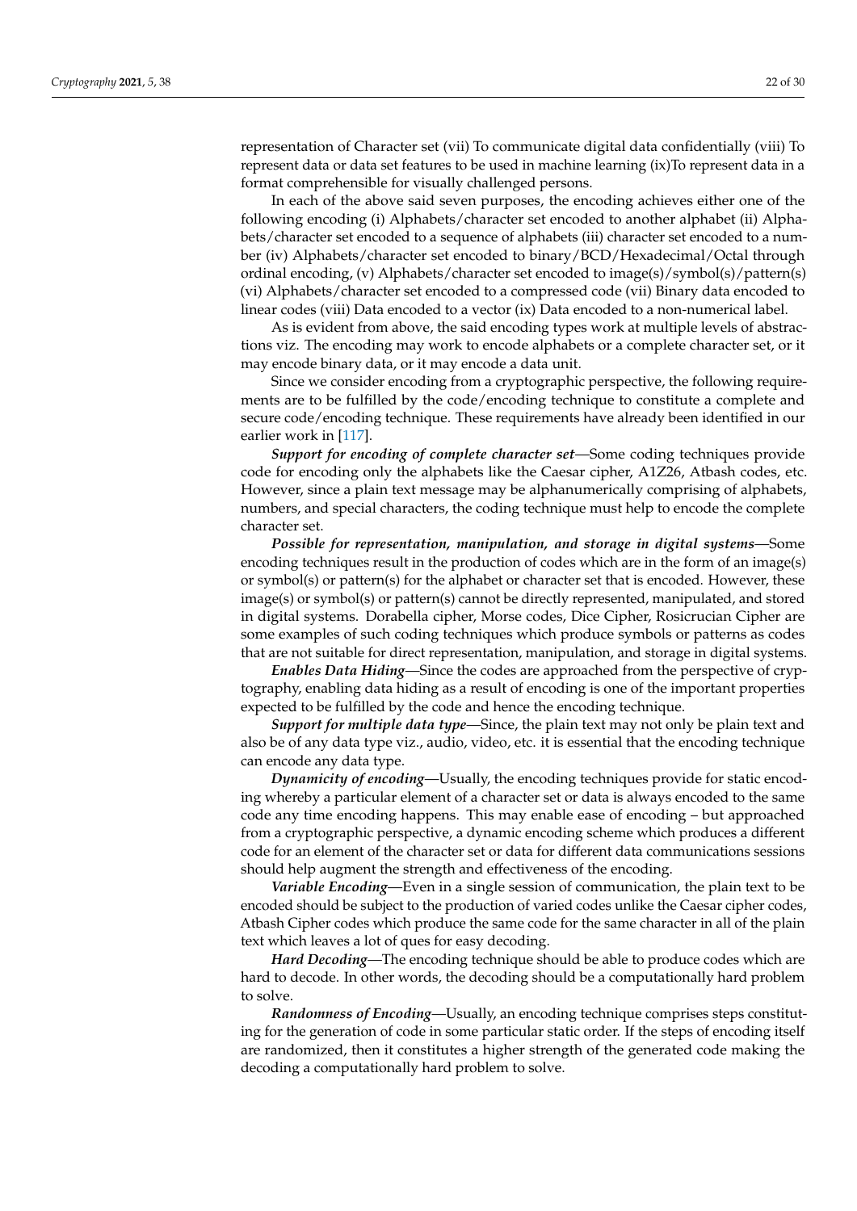representation of Character set (vii) To communicate digital data confidentially (viii) To represent data or data set features to be used in machine learning (ix)To represent data in a format comprehensible for visually challenged persons.

In each of the above said seven purposes, the encoding achieves either one of the following encoding (i) Alphabets/character set encoded to another alphabet (ii) Alphabets/character set encoded to a sequence of alphabets (iii) character set encoded to a number (iv) Alphabets/character set encoded to binary/BCD/Hexadecimal/Octal through ordinal encoding, (v) Alphabets/character set encoded to image(s)/symbol(s)/pattern(s) (vi) Alphabets/character set encoded to a compressed code (vii) Binary data encoded to linear codes (viii) Data encoded to a vector (ix) Data encoded to a non-numerical label.

As is evident from above, the said encoding types work at multiple levels of abstractions viz. The encoding may work to encode alphabets or a complete character set, or it may encode binary data, or it may encode a data unit.

Since we consider encoding from a cryptographic perspective, the following requirements are to be fulfilled by the code/encoding technique to constitute a complete and secure code/encoding technique. These requirements have already been identified in our earlier work in [117].

***Support for encoding of complete character set***—Some coding techniques provide code for encoding only the alphabets like the Caesar cipher, A1Z26, Atbash codes, etc. However, since a plain text message may be alphanumerically comprising of alphabets, numbers, and special characters, the coding technique must help to encode the complete character set.

***Possible for representation, manipulation, and storage in digital systems***—Some encoding techniques result in the production of codes which are in the form of an image(s) or symbol(s) or pattern(s) for the alphabet or character set that is encoded. However, these image(s) or symbol(s) or pattern(s) cannot be directly represented, manipulated, and stored in digital systems. Dorabella cipher, Morse codes, Dice Cipher, Rosicrucian Cipher are some examples of such coding techniques which produce symbols or patterns as codes that are not suitable for direct representation, manipulation, and storage in digital systems.

***Enables Data Hiding***—Since the codes are approached from the perspective of cryptography, enabling data hiding as a result of encoding is one of the important properties expected to be fulfilled by the code and hence the encoding technique.

***Support for multiple data type***—Since, the plain text may not only be plain text and also be of any data type viz., audio, video, etc. it is essential that the encoding technique can encode any data type.

***Dynamicity of encoding***—Usually, the encoding techniques provide for static encoding whereby a particular element of a character set or data is always encoded to the same code any time encoding happens. This may enable ease of encoding – but approached from a cryptographic perspective, a dynamic encoding scheme which produces a different code for an element of the character set or data for different data communications sessions should help augment the strength and effectiveness of the encoding.

***Variable Encoding***—Even in a single session of communication, the plain text to be encoded should be subject to the production of varied codes unlike the Caesar cipher codes, Atbash Cipher codes which produce the same code for the same character in all of the plain text which leaves a lot of ques for easy decoding.

***Hard Decoding***—The encoding technique should be able to produce codes which are hard to decode. In other words, the decoding should be a computationally hard problem to solve.

***Randomness of Encoding***—Usually, an encoding technique comprises steps constituting for the generation of code in some particular static order. If the steps of encoding itself are randomized, then it constitutes a higher strength of the generated code making the decoding a computationally hard problem to solve.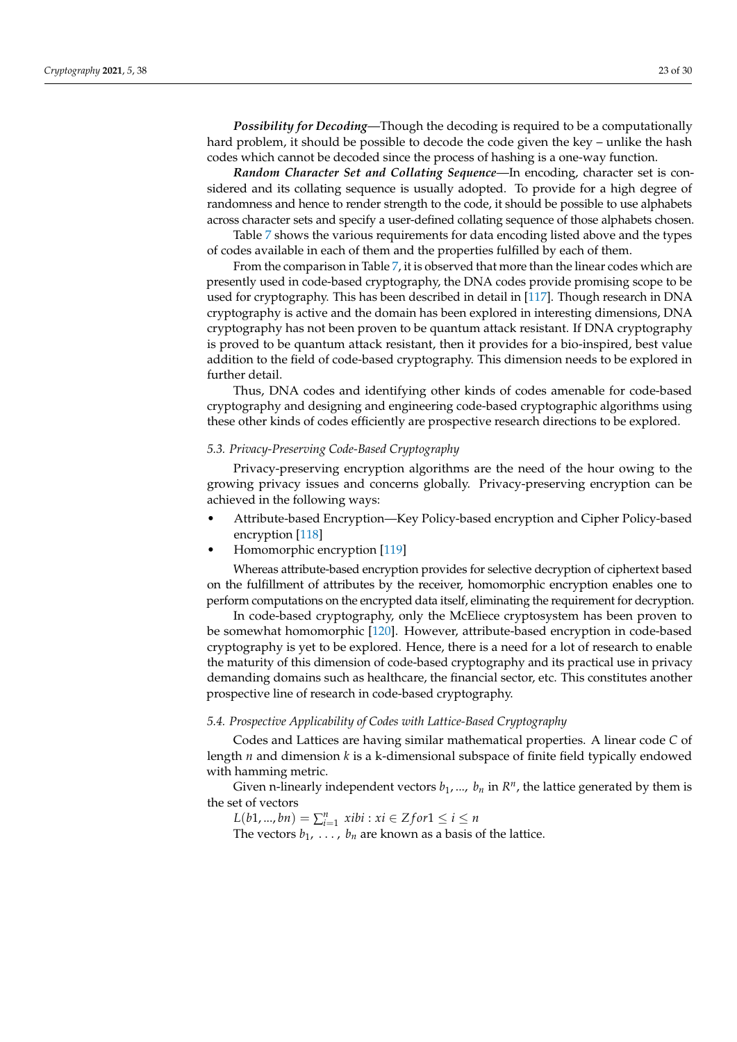***Possibility for Decoding***—Though the decoding is required to be a computationally hard problem, it should be possible to decode the code given the key – unlike the hash codes which cannot be decoded since the process of hashing is a one-way function.

***Random Character Set and Collating Sequence***—In encoding, character set is considered and its collating sequence is usually adopted. To provide for a high degree of randomness and hence to render strength to the code, it should be possible to use alphabets across character sets and specify a user-defined collating sequence of those alphabets chosen.

Table 7 shows the various requirements for data encoding listed above and the types of codes available in each of them and the properties fulfilled by each of them.

From the comparison in Table 7, it is observed that more than the linear codes which are presently used in code-based cryptography, the DNA codes provide promising scope to be used for cryptography. This has been described in detail in [117]. Though research in DNA cryptography is active and the domain has been explored in interesting dimensions, DNA cryptography has not been proven to be quantum attack resistant. If DNA cryptography is proved to be quantum attack resistant, then it provides for a bio-inspired, best value addition to the field of code-based cryptography. This dimension needs to be explored in further detail.

Thus, DNA codes and identifying other kinds of codes amenable for code-based cryptography and designing and engineering code-based cryptographic algorithms using these other kinds of codes efficiently are prospective research directions to be explored.

### *5.3. Privacy-Preserving Code-Based Cryptography*

Privacy-preserving encryption algorithms are the need of the hour owing to the growing privacy issues and concerns globally. Privacy-preserving encryption can be achieved in the following ways:

- Attribute-based Encryption—Key Policy-based encryption and Cipher Policy-based encryption [118]
- Homomorphic encryption [119]

Whereas attribute-based encryption provides for selective decryption of ciphertext based on the fulfillment of attributes by the receiver, homomorphic encryption enables one to perform computations on the encrypted data itself, eliminating the requirement for decryption.

In code-based cryptography, only the McEliece cryptosystem has been proven to be somewhat homomorphic [120]. However, attribute-based encryption in code-based cryptography is yet to be explored. Hence, there is a need for a lot of research to enable the maturity of this dimension of code-based cryptography and its practical use in privacy demanding domains such as healthcare, the financial sector, etc. This constitutes another prospective line of research in code-based cryptography.

### *5.4. Prospective Applicability of Codes with Lattice-Based Cryptography*

Codes and Lattices are having similar mathematical properties. A linear code $C$ of length $n$ and dimension $k$ is a k-dimensional subspace of finite field typically endowed with hamming metric.

Given n-linearly independent vectors $b_1, ..., b_n$ in $R^n$, the lattice generated by them is the set of vectors

$L(b1, ..., bn) = \sum_{i=1}^{n} xibi : xi \in Z for 1 \leq i \leq n$

The vectors $b_1, \ldots, b_n$ are known as a basis of the lattice.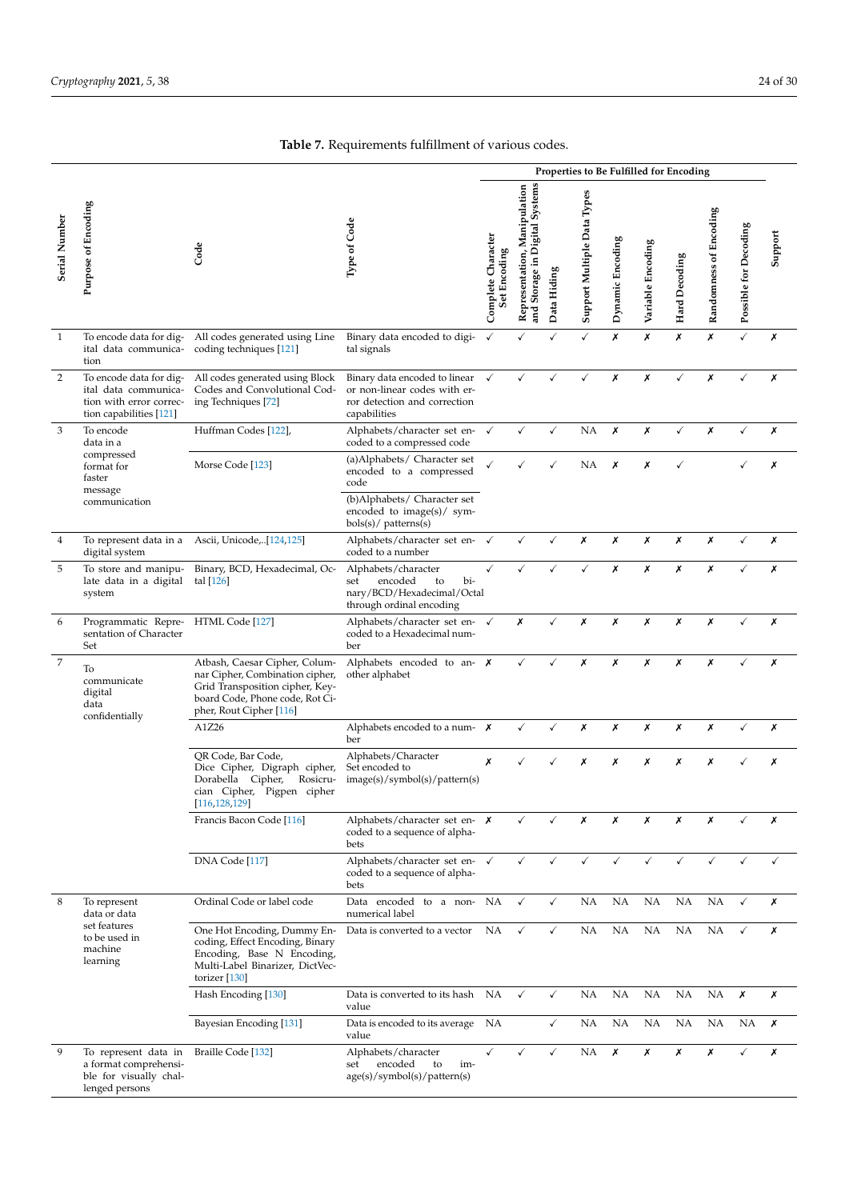**Table 7.** Requirements fulfillment of various codes.

| Serial Number | Purpose of Encoding | Code | Type of Code | Properties to Be Fulfilled for Encoding | | | | | | | | | |
|---|---|---|---|---|---|---|---|---|---|---|---|---|---|
| | | | | Complete Character Set Encoding | Representation, Manipulation and Storage in Digital Systems | Data Hiding | Support Multiple Data Types | Dynamic Encoding | Variable Encoding | Hard Decoding | Randomness of Encoding | Possible for Decoding | Support |
| 1 | To encode data for digital data communication | All codes generated using Line coding techniques [121] | Binary data encoded to digital signals | ✓ | ✓ | ✓ | ✓ | ✗ | ✗ | ✗ | ✗ | ✓ | ✗ |
| 2 | To encode data for digital data communication with error correction capabilities [121] | All codes generated using Block Codes and Convolutional Coding Techniques [72] | Binary data encoded to linear or non-linear codes with error detection and correction capabilities | ✓ | ✓ | ✓ | ✓ | ✗ | ✗ | ✓ | ✗ | ✓ | ✗ |
| 3 | To encode data in a compressed format for faster message communication | Huffman Codes [122], | Alphabets/character set encoded to a compressed code | ✓ | ✓ | ✓ | NA | ✗ | ✗ | ✓ | ✗ | ✓ | ✗ |
| | | Morse Code [123] | (a)Alphabets/ Character set encoded to a compressed code<br>(b)Alphabets/ Character set encoded to image(s)/ symbols(s)/ patterns(s) | ✓ | ✓ | ✓ | NA | ✗ | ✗ | ✓ | | ✓ | ✗ |
| 4 | To represent data in a digital system | Ascii, Unicode,..[124,125] | Alphabets/character set encoded to a number | ✓ | ✓ | ✓ | ✗ | ✗ | ✗ | ✗ | ✗ | ✓ | ✗ |
| 5 | To store and manipulate data in a digital system | Binary, BCD, Hexadecimal, Octal [126] | Alphabets/character set encoded to binary/BCD/Hexadecimal/Octal through ordinal encoding | ✓ | ✓ | ✓ | ✓ | ✗ | ✗ | ✗ | ✗ | ✓ | ✗ |
| 6 | Programmatic Representation of Character Set | HTML Code [127] | Alphabets/character set encoded to a Hexadecimal number | ✓ | ✗ | ✓ | ✗ | ✗ | ✗ | ✗ | ✗ | ✓ | ✗ |
| 7 | To communicate digital data confidentially | Atbash, Caesar Cipher, Columnar Cipher, Combination cipher, Grid Transposition cipher, Keyboard Code, Phone code, Rot Cipher, Rout Cipher [116] | Alphabets encoded to another alphabet | ✗ | ✓ | ✓ | ✗ | ✗ | ✗ | ✗ | ✗ | ✓ | ✗ |
| | | A1Z26 | Alphabets encoded to a number | ✗ | ✓ | ✓ | ✗ | ✗ | ✗ | ✗ | ✗ | ✓ | ✗ |
| | | QR Code, Bar Code, Dice Cipher, Digraph cipher, Dorabella Cipher, Rosicrucian Cipher, Pigpen cipher [116,128,129] | Alphabets/Character Set encoded to image(s)/symbol(s)/pattern(s) | ✗ | ✓ | ✓ | ✗ | ✗ | ✗ | ✗ | ✗ | ✓ | ✗ |
| | | Francis Bacon Code [116] | Alphabets/character set encoded to a sequence of alphabets | ✗ | ✓ | ✓ | ✗ | ✗ | ✗ | ✗ | ✗ | ✓ | ✗ |
| | | DNA Code [117] | Alphabets/character set encoded to a sequence of alphabets | ✓ | ✓ | ✓ | ✓ | ✓ | ✓ | ✓ | ✓ | ✓ | ✓ |
| 8 | To represent data or data set features to be used in machine learning | Ordinal Code or label code | Data encoded to a non-numerical label | NA | ✓ | ✓ | NA | NA | NA | NA | NA | ✓ | ✗ |
| | | One Hot Encoding, Dummy Encoding, Effect Encoding, Binary Encoding, Base N Encoding, Multi-Label Binarizer, DictVectorizer [130] | Data is converted to a vector | NA | ✓ | ✓ | NA | NA | NA | NA | NA | ✓ | ✗ |
| | | Hash Encoding [130] | Data is converted to its hash value | NA | ✓ | ✓ | NA | NA | NA | NA | NA | ✗ | ✗ |
| | | Bayesian Encoding [131] | Data is encoded to its average value | NA | | ✓ | NA | NA | NA | NA | NA | NA | ✗ |
| 9 | To represent data in a format comprehensible for visually challenged persons | Braille Code [132] | Alphabets/character set encoded to image(s)/symbol(s)/pattern(s) | ✓ | ✓ | ✓ | NA | ✗ | ✗ | ✗ | ✗ | ✓ | ✗ |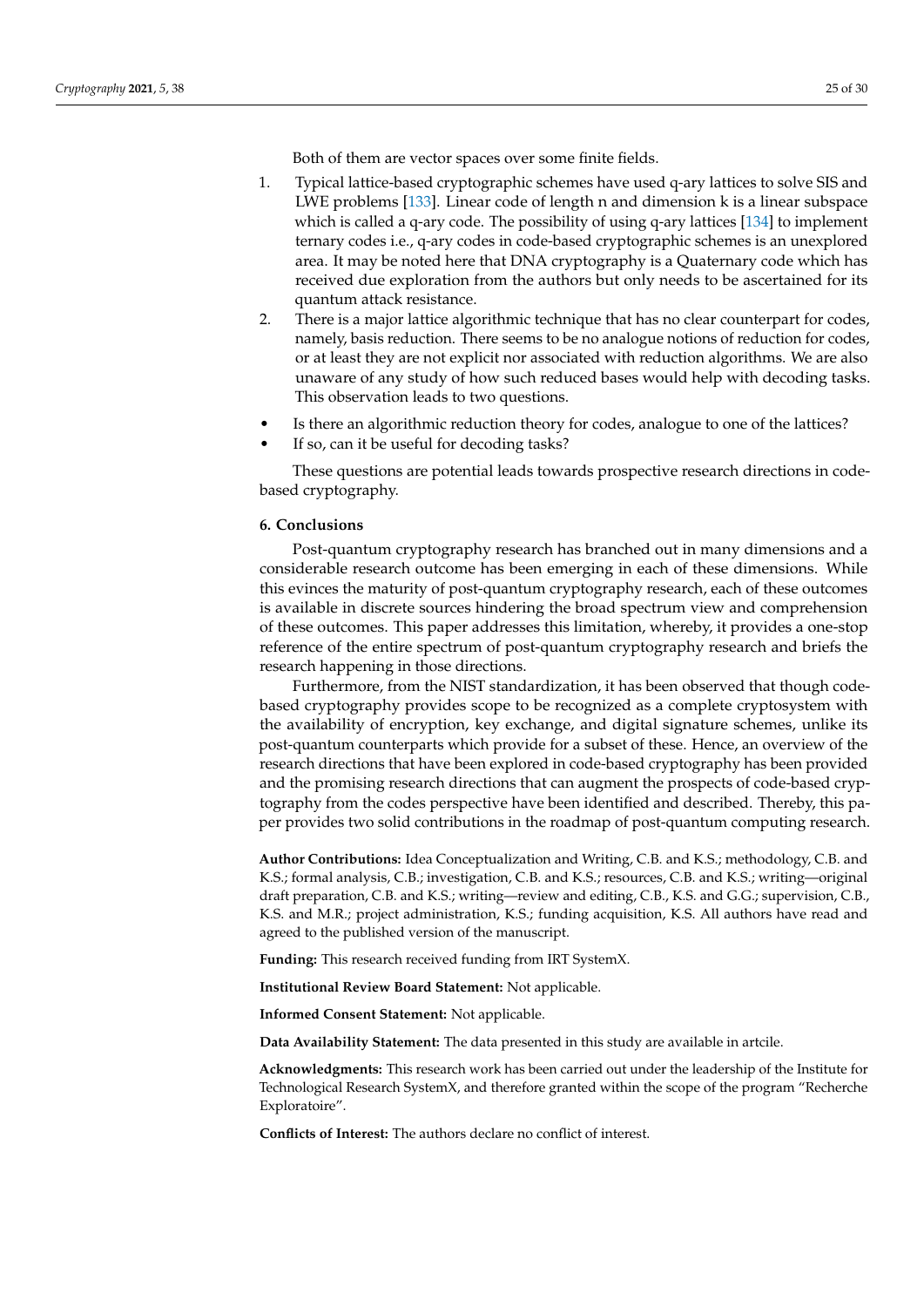Both of them are vector spaces over some finite fields.

1. Typical lattice-based cryptographic schemes have used q-ary lattices to solve SIS and LWE problems [133]. Linear code of length n and dimension k is a linear subspace which is called a q-ary code. The possibility of using q-ary lattices [134] to implement ternary codes i.e., q-ary codes in code-based cryptographic schemes is an unexplored area. It may be noted here that DNA cryptography is a Quaternary code which has received due exploration from the authors but only needs to be ascertained for its quantum attack resistance.
2. There is a major lattice algorithmic technique that has no clear counterpart for codes, namely, basis reduction. There seems to be no analogue notions of reduction for codes, or at least they are not explicit nor associated with reduction algorithms. We are also unaware of any study of how such reduced bases would help with decoding tasks. This observation leads to two questions.

- Is there an algorithmic reduction theory for codes, analogue to one of the lattices?
- If so, can it be useful for decoding tasks?

These questions are potential leads towards prospective research directions in code-based cryptography.

## 6. Conclusions

Post-quantum cryptography research has branched out in many dimensions and a considerable research outcome has been emerging in each of these dimensions. While this evinces the maturity of post-quantum cryptography research, each of these outcomes is available in discrete sources hindering the broad spectrum view and comprehension of these outcomes. This paper addresses this limitation, whereby, it provides a one-stop reference of the entire spectrum of post-quantum cryptography research and briefs the research happening in those directions.

Furthermore, from the NIST standardization, it has been observed that though code-based cryptography provides scope to be recognized as a complete cryptosystem with the availability of encryption, key exchange, and digital signature schemes, unlike its post-quantum counterparts which provide for a subset of these. Hence, an overview of the research directions that have been explored in code-based cryptography has been provided and the promising research directions that can augment the prospects of code-based cryptography from the codes perspective have been identified and described. Thereby, this paper provides two solid contributions in the roadmap of post-quantum computing research.

**Author Contributions:** Idea Conceptualization and Writing, C.B. and K.S.; methodology, C.B. and K.S.; formal analysis, C.B.; investigation, C.B. and K.S.; resources, C.B. and K.S.; writing—original draft preparation, C.B. and K.S.; writing—review and editing, C.B., K.S. and G.G.; supervision, C.B., K.S. and M.R.; project administration, K.S.; funding acquisition, K.S. All authors have read and agreed to the published version of the manuscript.

**Funding:** This research received funding from IRT SystemX.

**Institutional Review Board Statement:** Not applicable.

**Informed Consent Statement:** Not applicable.

**Data Availability Statement:** The data presented in this study are available in artcile.

**Acknowledgments:** This research work has been carried out under the leadership of the Institute for Technological Research SystemX, and therefore granted within the scope of the program "Recherche Exploratoire".

**Conflicts of Interest:** The authors declare no conflict of interest.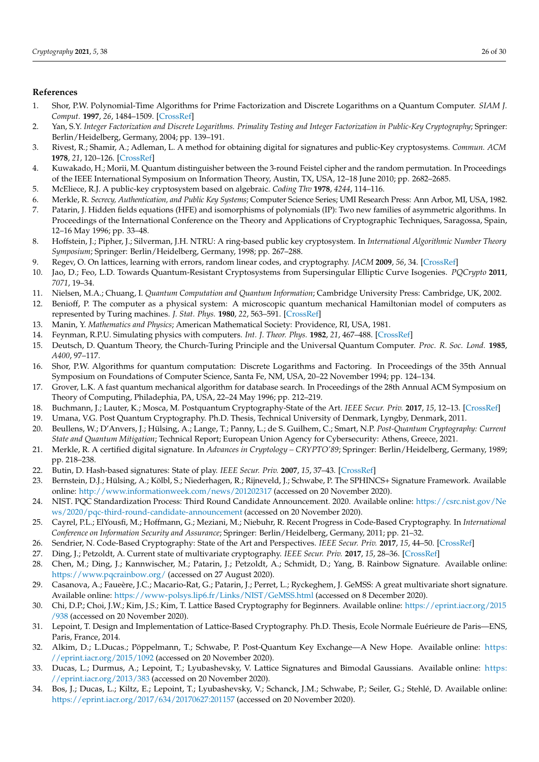## References

1. Shor, P.W. Polynomial-Time Algorithms for Prime Factorization and Discrete Logarithms on a Quantum Computer. *SIAM J. Comput.* **1997**, *26*, 1484–1509. [CrossRef]
2. Yan, S.Y. *Integer Factorization and Discrete Logarithms. Primality Testing and Integer Factorization in Public-Key Cryptography*; Springer: Berlin/Heidelberg, Germany, 2004; pp. 139–191.
3. Rivest, R.; Shamir, A.; Adleman, L. A method for obtaining digital for signatures and public-Key cryptosystems. *Commun. ACM* **1978**, *21*, 120–126. [CrossRef]
4. Kuwakado, H.; Morii, M. Quantum distinguisher between the 3-round Feistel cipher and the random permutation. In Proceedings of the IEEE International Symposium on Information Theory, Austin, TX, USA, 12–18 June 2010; pp. 2682–2685.
5. McEliece, R.J. A public-key cryptosystem based on algebraic. *Coding Thv* **1978**, *4244*, 114–116.
6. Merkle, R. *Secrecy, Authentication, and Public Key Systems*; Computer Science Series; UMI Research Press: Ann Arbor, MI, USA, 1982.
7. Patarin, J. Hidden fields equations (HFE) and isomorphisms of polynomials (IP): Two new families of asymmetric algorithms. In Proceedings of the International Conference on the Theory and Applications of Cryptographic Techniques, Saragossa, Spain, 12–16 May 1996; pp. 33–48.
8. Hoffstein, J.; Pipher, J.; Silverman, J.H. NTRU: A ring-based public key cryptosystem. In *International Algorithmic Number Theory Symposium*; Springer: Berlin/Heidelberg, Germany, 1998; pp. 267–288.
9. Regev, O. On lattices, learning with errors, random linear codes, and cryptography. *JACM* **2009**, *56*, 34. [CrossRef]
10. Jao, D.; Feo, L.D. Towards Quantum-Resistant Cryptosystems from Supersingular Elliptic Curve Isogenies. *PQCrypto* **2011**, *7071*, 19–34.
11. Nielsen, M.A.; Chuang, I. *Quantum Computation and Quantum Information*; Cambridge University Press: Cambridge, UK, 2002.
12. Benioff, P. The computer as a physical system: A microscopic quantum mechanical Hamiltonian model of computers as represented by Turing machines. *J. Stat. Phys.* **1980**, *22*, 563–591. [CrossRef]
13. Manin, Y. *Mathematics and Physics*; American Mathematical Society: Providence, RI, USA, 1981.
14. Feynman, R.P.U. Simulating physics with computers. *Int. J. Theor. Phys.* **1982**, *21*, 467–488. [CrossRef]
15. Deutsch, D. Quantum Theory, the Church-Turing Principle and the Universal Quantum Computer. *Proc. R. Soc. Lond.* **1985**, *A400*, 97–117.
16. Shor, P.W. Algorithms for quantum computation: Discrete Logarithms and Factoring. In Proceedings of the 35th Annual Symposium on Foundations of Computer Science, Santa Fe, NM, USA, 20–22 November 1994; pp. 124–134.
17. Grover, L.K. A fast quantum mechanical algorithm for database search. In Proceedings of the 28th Annual ACM Symposium on Theory of Computing, Philadephia, PA, USA, 22–24 May 1996; pp. 212–219.
18. Buchmann, J.; Lauter, K.; Mosca, M. Postquantum Cryptography-State of the Art. *IEEE Secur. Priv.* **2017**, *15*, 12–13. [CrossRef]
19. Umana, V.G. Post Quantum Cryptography. Ph.D. Thesis, Technical University of Denmark, Lyngby, Denmark, 2011.
20. Beullens, W.; D'Anvers, J.; Hülsing, A.; Lange, T.; Panny, L.; de S. Guilhem, C.; Smart, N.P. *Post-Quantum Cryptography: Current State and Quantum Mitigation*; Technical Report; European Union Agency for Cybersecurity: Athens, Greece, 2021.
21. Merkle, R. A certified digital signature. In *Advances in Cryptology – CRYPTO'89*; Springer: Berlin/Heidelberg, Germany, 1989; pp. 218–238.
22. Butin, D. Hash-based signatures: State of play. *IEEE Secur. Priv.* **2007**, *15*, 37–43. [CrossRef]
23. Bernstein, D.J.; Hülsing, A.; Kölbl, S.; Niederhagen, R.; Rijneveld, J.; Schwabe, P. The SPHINCS+ Signature Framework. Available online: http://www.informationweek.com/news/201202317 (accessed on 20 November 2020).
24. NIST. PQC Standardization Process: Third Round Candidate Announcement. 2020. Available online: https://csrc.nist.gov/News/2020/pqc-third-round-candidate-announcement (accessed on 20 November 2020).
25. Cayrel, P.L.; ElYousfi, M.; Hoffmann, G.; Meziani, M.; Niebuhr, R. Recent Progress in Code-Based Cryptography. In *International Conference on Information Security and Assurance*; Springer: Berlin/Heidelberg, Germany, 2011; pp. 21–32.
26. Sendrier, N. Code-Based Cryptography: State of the Art and Perspectives. *IEEE Secur. Priv.* **2017**, *15*, 44–50. [CrossRef]
27. Ding, J.; Petzoldt, A. Current state of multivariate cryptography. *IEEE Secur. Priv.* **2017**, *15*, 28–36. [CrossRef]
28. Chen, M.; Ding, J.; Kannwischer, M.; Patarin, J.; Petzoldt, A.; Schmidt, D.; Yang, B. Rainbow Signature. Available online: https://www.pqcrainbow.org/ (accessed on 27 August 2020).
29. Casanova, A.; Faueère, J.C.; Macario-Rat, G.; Patarin, J.; Perret, L.; Ryckeghem, J. GeMSS: A great multivariate short signature. Available online: https://www-polsys.lip6.fr/Links/NIST/GeMSS.html (accessed on 8 December 2020).
30. Chi, D.P.; Choi, J.W.; Kim, J.S.; Kim, T. Lattice Based Cryptography for Beginners. Available online: https://eprint.iacr.org/2015/938 (accessed on 20 November 2020).
31. Lepoint, T. Design and Implementation of Lattice-Based Cryptography. Ph.D. Thesis, Ecole Normale Euérieure de Paris—ENS, Paris, France, 2014.
32. Alkim, D.; L.Ducas.; Pöppelmann, T.; Schwabe, P. Post-Quantum Key Exchange—A New Hope. Available online: https://eprint.iacr.org/2015/1092 (accessed on 20 November 2020).
33. Ducas, L.; Durmus, A.; Lepoint, T.; Lyubashevsky, V. Lattice Signatures and Bimodal Gaussians. Available online: https://eprint.iacr.org/2013/383 (accessed on 20 November 2020).
34. Bos, J.; Ducas, L.; Kiltz, E.; Lepoint, T.; Lyubashevsky, V.; Schanck, J.M.; Schwabe, P.; Seiler, G.; Stehlé, D. Available online: https://eprint.iacr.org/2017/634/20170627:201157 (accessed on 20 November 2020).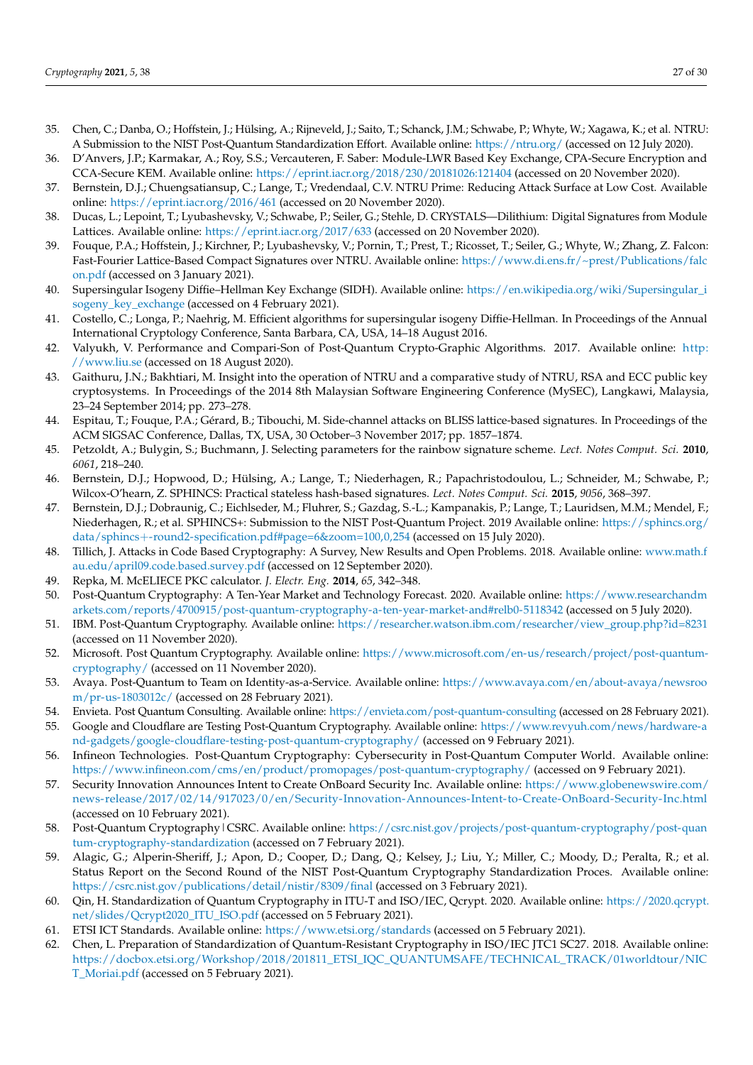35. Chen, C.; Danba, O.; Hoffstein, J.; Hülsing, A.; Rijneveld, J.; Saito, T.; Schanck, J.M.; Schwabe, P.; Whyte, W.; Xagawa, K.; et al. NTRU: A Submission to the NIST Post-Quantum Standardization Effort. Available online: https://ntru.org/ (accessed on 12 July 2020).
36. D'Anvers, J.P.; Karmakar, A.; Roy, S.S.; Vercauteren, F. Saber: Module-LWR Based Key Exchange, CPA-Secure Encryption and CCA-Secure KEM. Available online: https://eprint.iacr.org/2018/230/20181026:121404 (accessed on 20 November 2020).
37. Bernstein, D.J.; Chuengsatiansup, C.; Lange, T.; Vredendaal, C.V. NTRU Prime: Reducing Attack Surface at Low Cost. Available online: https://eprint.iacr.org/2016/461 (accessed on 20 November 2020).
38. Ducas, L.; Lepoint, T.; Lyubashevsky, V.; Schwabe, P.; Seiler, G.; Stehle, D. CRYSTALS—Dilithium: Digital Signatures from Module Lattices. Available online: https://eprint.iacr.org/2017/633 (accessed on 20 November 2020).
39. Fouque, P.A.; Hoffstein, J.; Kirchner, P.; Lyubashevsky, V.; Pornin, T.; Prest, T.; Ricosset, T.; Seiler, G.; Whyte, W.; Zhang, Z. Falcon: Fast-Fourier Lattice-Based Compact Signatures over NTRU. Available online: https://www.di.ens.fr/~prest/Publications/falcon.pdf (accessed on 3 January 2021).
40. Supersingular Isogeny Diffie–Hellman Key Exchange (SIDH). Available online: https://en.wikipedia.org/wiki/Supersingular_isogeny_key_exchange (accessed on 4 February 2021).
41. Costello, C.; Longa, P.; Naehrig, M. Efficient algorithms for supersingular isogeny Diffie-Hellman. In Proceedings of the Annual International Cryptology Conference, Santa Barbara, CA, USA, 14–18 August 2016.
42. Valyukh, V. Performance and Compari-Son of Post-Quantum Crypto-Graphic Algorithms. 2017. Available online: http://www.liu.se (accessed on 18 August 2020).
43. Gaithuru, J.N.; Bakhtiari, M. Insight into the operation of NTRU and a comparative study of NTRU, RSA and ECC public key cryptosystems. In Proceedings of the 2014 8th Malaysian Software Engineering Conference (MySEC), Langkawi, Malaysia, 23–24 September 2014; pp. 273–278.
44. Espitau, T.; Fouque, P.A.; Gérard, B.; Tibouchi, M. Side-channel attacks on BLISS lattice-based signatures. In Proceedings of the ACM SIGSAC Conference, Dallas, TX, USA, 30 October–3 November 2017; pp. 1857–1874.
45. Petzoldt, A.; Bulygin, S.; Buchmann, J. Selecting parameters for the rainbow signature scheme. *Lect. Notes Comput. Sci.* **2010**, *6061*, 218–240.
46. Bernstein, D.J.; Hopwood, D.; Hülsing, A.; Lange, T.; Niederhagen, R.; Papachristodoulou, L.; Schneider, M.; Schwabe, P.; Wilcox-O'hearn, Z. SPHINCS: Practical stateless hash-based signatures. *Lect. Notes Comput. Sci.* **2015**, *9056*, 368–397.
47. Bernstein, D.J.; Dobraunig, C.; Eichlseder, M.; Fluhrer, S.; Gazdag, S.-L.; Kampanakis, P.; Lange, T.; Lauridsen, M.M.; Mendel, F.; Niederhagen, R.; et al. SPHINCS+: Submission to the NIST Post-Quantum Project. 2019 Available online: https://sphincs.org/data/sphincs+-round2-specification.pdf#page=6&zoom=100,0,254 (accessed on 15 July 2020).
48. Tillich, J. Attacks in Code Based Cryptography: A Survey, New Results and Open Problems. 2018. Available online: www.math.fau.edu/april09.code.based.survey.pdf (accessed on 12 September 2020).
49. Repka, M. McELIECE PKC calculator. *J. Electr. Eng.* **2014**, *65*, 342–348.
50. Post-Quantum Cryptography: A Ten-Year Market and Technology Forecast. 2020. Available online: https://www.researchandmarkets.com/reports/4700915/post-quantum-cryptography-a-ten-year-market-and#relb0-5118342 (accessed on 5 July 2020).
51. IBM. Post-Quantum Cryptography. Available online: https://researcher.watson.ibm.com/researcher/view_group.php?id=8231 (accessed on 11 November 2020).
52. Microsoft. Post Quantum Cryptography. Available online: https://www.microsoft.com/en-us/research/project/post-quantum-cryptography/ (accessed on 11 November 2020).
53. Avaya. Post-Quantum to Team on Identity-as-a-Service. Available online: https://www.avaya.com/en/about-avaya/newsroom/pr-us-1803012c/ (accessed on 28 February 2021).
54. Envieta. Post Quantum Consulting. Available online: https://envieta.com/post-quantum-consulting (accessed on 28 February 2021).
55. Google and Cloudflare are Testing Post-Quantum Cryptography. Available online: https://www.revyuh.com/news/hardware-and-gadgets/google-cloudflare-testing-post-quantum-cryptography/ (accessed on 9 February 2021).
56. Infineon Technologies. Post-Quantum Cryptography: Cybersecurity in Post-Quantum Computer World. Available online: https://www.infineon.com/cms/en/product/promopages/post-quantum-cryptography/ (accessed on 9 February 2021).
57. Security Innovation Announces Intent to Create OnBoard Security Inc. Available online: https://www.globenewswire.com/news-release/2017/02/14/917023/0/en/Security-Innovation-Announces-Intent-to-Create-OnBoard-Security-Inc.html (accessed on 10 February 2021).
58. Post-Quantum Cryptography | CSRC. Available online: https://csrc.nist.gov/projects/post-quantum-cryptography/post-quantum-cryptography-standardization (accessed on 7 February 2021).
59. Alagic, G.; Alperin-Sheriff, J.; Apon, D.; Cooper, D.; Dang, Q.; Kelsey, J.; Liu, Y.; Miller, C.; Moody, D.; Peralta, R.; et al. Status Report on the Second Round of the NIST Post-Quantum Cryptography Standardization Proces. Available online: https://csrc.nist.gov/publications/detail/nistir/8309/final (accessed on 3 February 2021).
60. Qin, H. Standardization of Quantum Cryptography in ITU-T and ISO/IEC, Qcrypt. 2020. Available online: https://2020.qcrypt.net/slides/Qcrypt2020_ITU_ISO.pdf (accessed on 5 February 2021).
61. ETSI ICT Standards. Available online: https://www.etsi.org/standards (accessed on 5 February 2021).
62. Chen, L. Preparation of Standardization of Quantum-Resistant Cryptography in ISO/IEC JTC1 SC27. 2018. Available online: https://docbox.etsi.org/Workshop/2018/201811_ETSI_IQC_QUANTUMSAFE/TECHNICAL_TRACK/01worldtour/NICT_Moriai.pdf (accessed on 5 February 2021).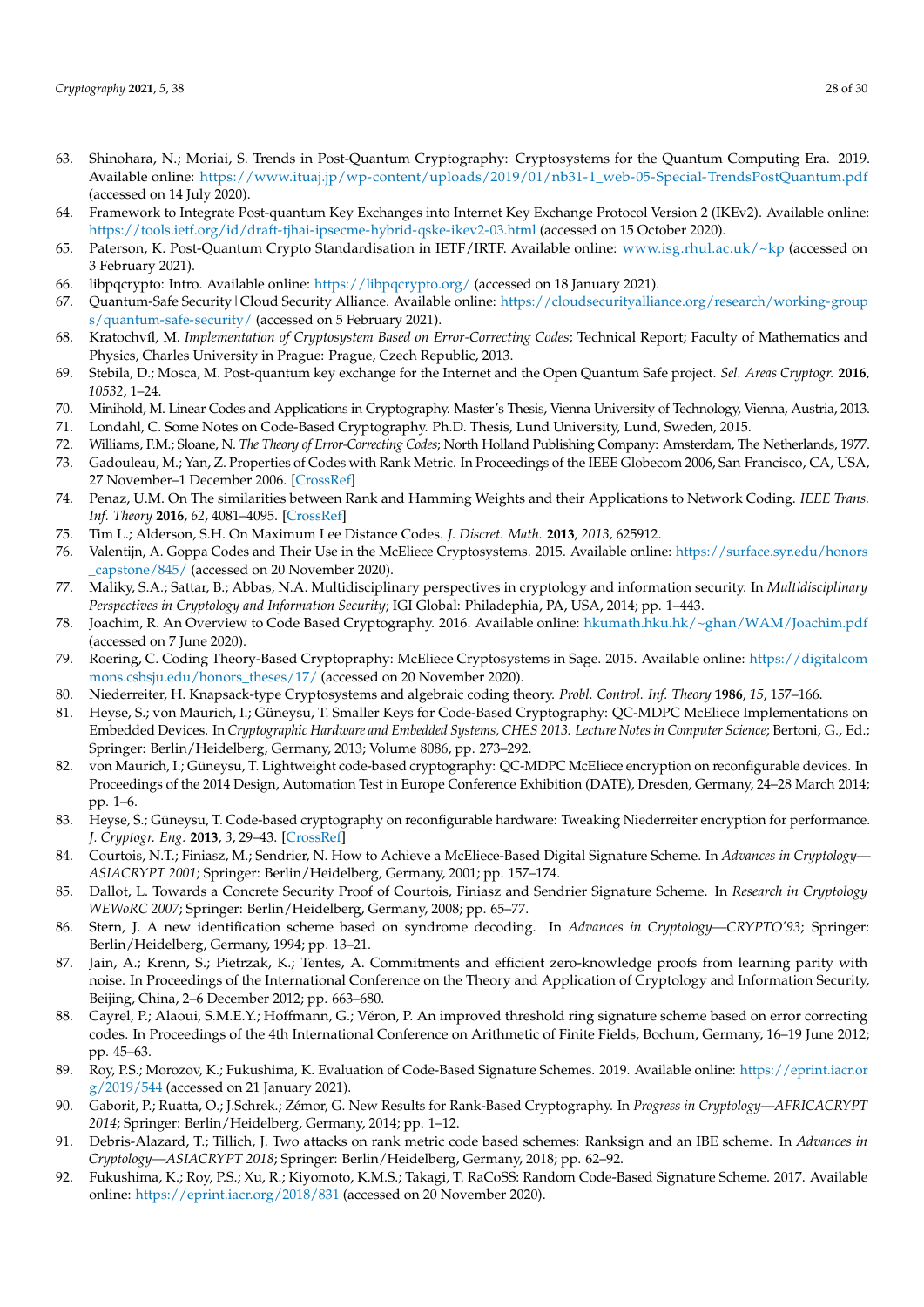63. Shinohara, N.; Moriai, S. Trends in Post-Quantum Cryptography: Cryptosystems for the Quantum Computing Era. 2019. Available online: https://www.ituaj.jp/wp-content/uploads/2019/01/nb31-1_web-05-Special-TrendsPostQuantum.pdf (accessed on 14 July 2020).
64. Framework to Integrate Post-quantum Key Exchanges into Internet Key Exchange Protocol Version 2 (IKEv2). Available online: https://tools.ietf.org/id/draft-tjhai-ipsecme-hybrid-qske-ikev2-03.html (accessed on 15 October 2020).
65. Paterson, K. Post-Quantum Crypto Standardisation in IETF/IRTF. Available online: www.isg.rhul.ac.uk/~kp (accessed on 3 February 2021).
66. libpqcrypto: Intro. Available online: https://libpqcrypto.org/ (accessed on 18 January 2021).
67. Quantum-Safe Security | Cloud Security Alliance. Available online: https://cloudsecurityalliance.org/research/working-groups/quantum-safe-security/ (accessed on 5 February 2021).
68. Kratochvíl, M. *Implementation of Cryptosystem Based on Error-Correcting Codes*; Technical Report; Faculty of Mathematics and Physics, Charles University in Prague: Prague, Czech Republic, 2013.
69. Stebila, D.; Mosca, M. Post-quantum key exchange for the Internet and the Open Quantum Safe project. *Sel. Areas Cryptogr.* **2016**, *10532*, 1–24.
70. Minihold, M. Linear Codes and Applications in Cryptography. Master's Thesis, Vienna University of Technology, Vienna, Austria, 2013.
71. Londahl, C. Some Notes on Code-Based Cryptography. Ph.D. Thesis, Lund University, Lund, Sweden, 2015.
72. Williams, F.M.; Sloane, N. *The Theory of Error-Correcting Codes*; North Holland Publishing Company: Amsterdam, The Netherlands, 1977.
73. Gadouleau, M.; Yan, Z. Properties of Codes with Rank Metric. In Proceedings of the IEEE Globecom 2006, San Francisco, CA, USA, 27 November–1 December 2006. [CrossRef]
74. Penaz, U.M. On The similarities between Rank and Hamming Weights and their Applications to Network Coding. *IEEE Trans. Inf. Theory* **2016**, *62*, 4081–4095. [CrossRef]
75. Tim L.; Alderson, S.H. On Maximum Lee Distance Codes. *J. Discret. Math.* **2013**, *2013*, 625912.
76. Valentijn, A. Goppa Codes and Their Use in the McEliece Cryptosystems. 2015. Available online: https://surface.syr.edu/honors_capstone/845/ (accessed on 20 November 2020).
77. Maliky, S.A.; Sattar, B.; Abbas, N.A. Multidisciplinary perspectives in cryptology and information security. In *Multidisciplinary Perspectives in Cryptology and Information Security*; IGI Global: Philadephia, PA, USA, 2014; pp. 1–443.
78. Joachim, R. An Overview to Code Based Cryptography. 2016. Available online: hkumath.hku.hk/~ghan/WAM/Joachim.pdf (accessed on 7 June 2020).
79. Roering, C. Coding Theory-Based Cryptopraphy: McEliece Cryptosystems in Sage. 2015. Available online: https://digitalcommons.csbsju.edu/honors_theses/17/ (accessed on 20 November 2020).
80. Niederreiter, H. Knapsack-type Cryptosystems and algebraic coding theory. *Probl. Control. Inf. Theory* **1986**, *15*, 157–166.
81. Heyse, S.; von Maurich, I.; Güneysu, T. Smaller Keys for Code-Based Cryptography: QC-MDPC McEliece Implementations on Embedded Devices. In *Cryptographic Hardware and Embedded Systems, CHES 2013. Lecture Notes in Computer Science*; Bertoni, G., Ed.; Springer: Berlin/Heidelberg, Germany, 2013; Volume 8086, pp. 273–292.
82. von Maurich, I.; Güneysu, T. Lightweight code-based cryptography: QC-MDPC McEliece encryption on reconfigurable devices. In Proceedings of the 2014 Design, Automation Test in Europe Conference Exhibition (DATE), Dresden, Germany, 24–28 March 2014; pp. 1–6.
83. Heyse, S.; Güneysu, T. Code-based cryptography on reconfigurable hardware: Tweaking Niederreiter encryption for performance. *J. Cryptogr. Eng.* **2013**, *3*, 29–43. [CrossRef]
84. Courtois, N.T.; Finiasz, M.; Sendrier, N. How to Achieve a McEliece-Based Digital Signature Scheme. In *Advances in Cryptology—ASIACRYPT 2001*; Springer: Berlin/Heidelberg, Germany, 2001; pp. 157–174.
85. Dallot, L. Towards a Concrete Security Proof of Courtois, Finiasz and Sendrier Signature Scheme. In *Research in Cryptology WEWoRC 2007*; Springer: Berlin/Heidelberg, Germany, 2008; pp. 65–77.
86. Stern, J. A new identification scheme based on syndrome decoding. In *Advances in Cryptology—CRYPTO'93*; Springer: Berlin/Heidelberg, Germany, 1994; pp. 13–21.
87. Jain, A.; Krenn, S.; Pietrzak, K.; Tentes, A. Commitments and efficient zero-knowledge proofs from learning parity with noise. In Proceedings of the International Conference on the Theory and Application of Cryptology and Information Security, Beijing, China, 2–6 December 2012; pp. 663–680.
88. Cayrel, P.; Alaoui, S.M.E.Y.; Hoffmann, G.; Véron, P. An improved threshold ring signature scheme based on error correcting codes. In Proceedings of the 4th International Conference on Arithmetic of Finite Fields, Bochum, Germany, 16–19 June 2012; pp. 45–63.
89. Roy, P.S.; Morozov, K.; Fukushima, K. Evaluation of Code-Based Signature Schemes. 2019. Available online: https://eprint.iacr.org/2019/544 (accessed on 21 January 2021).
90. Gaborit, P.; Ruatta, O.; J.Schrek.; Zémor, G. New Results for Rank-Based Cryptography. In *Progress in Cryptology—AFRICACRYPT 2014*; Springer: Berlin/Heidelberg, Germany, 2014; pp. 1–12.
91. Debris-Alazard, T.; Tillich, J. Two attacks on rank metric code based schemes: Ranksign and an IBE scheme. In *Advances in Cryptology—ASIACRYPT 2018*; Springer: Berlin/Heidelberg, Germany, 2018; pp. 62–92.
92. Fukushima, K.; Roy, P.S.; Xu, R.; Kiyomoto, K.M.S.; Takagi, T. RaCoSS: Random Code-Based Signature Scheme. 2017. Available online: https://eprint.iacr.org/2018/831 (accessed on 20 November 2020).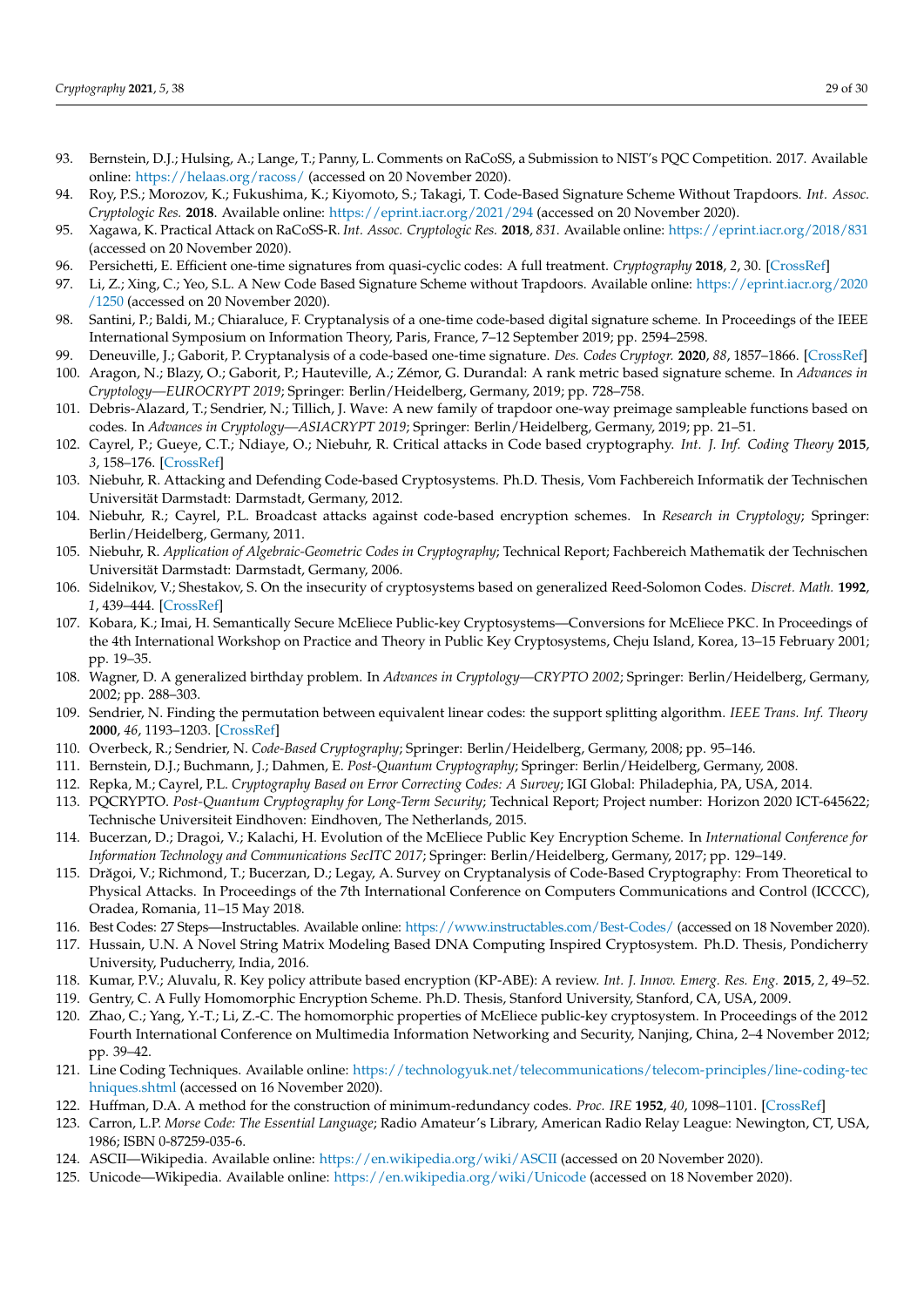93. Bernstein, D.J.; Hulsing, A.; Lange, T.; Panny, L. Comments on RaCoSS, a Submission to NIST's PQC Competition. 2017. Available online: https://helaas.org/racoss/ (accessed on 20 November 2020).
94. Roy, P.S.; Morozov, K.; Fukushima, K.; Kiyomoto, S.; Takagi, T. Code-Based Signature Scheme Without Trapdoors. *Int. Assoc. Cryptologic Res.* **2018**. Available online: https://eprint.iacr.org/2021/294 (accessed on 20 November 2020).
95. Xagawa, K. Practical Attack on RaCoSS-R. *Int. Assoc. Cryptologic Res.* **2018**, *831*. Available online: https://eprint.iacr.org/2018/831 (accessed on 20 November 2020).
96. Persichetti, E. Efficient one-time signatures from quasi-cyclic codes: A full treatment. *Cryptography* **2018**, *2*, 30. [CrossRef]
97. Li, Z.; Xing, C.; Yeo, S.L. A New Code Based Signature Scheme without Trapdoors. Available online: https://eprint.iacr.org/2020/1250 (accessed on 20 November 2020).
98. Santini, P.; Baldi, M.; Chiaraluce, F. Cryptanalysis of a one-time code-based digital signature scheme. In Proceedings of the IEEE International Symposium on Information Theory, Paris, France, 7–12 September 2019; pp. 2594–2598.
99. Deneuville, J.; Gaborit, P. Cryptanalysis of a code-based one-time signature. *Des. Codes Cryptogr.* **2020**, *88*, 1857–1866. [CrossRef]
100. Aragon, N.; Blazy, O.; Gaborit, P.; Hauteville, A.; Zémor, G. Durandal: A rank metric based signature scheme. In *Advances in Cryptology—EUROCRYPT 2019*; Springer: Berlin/Heidelberg, Germany, 2019; pp. 728–758.
101. Debris-Alazard, T.; Sendrier, N.; Tillich, J. Wave: A new family of trapdoor one-way preimage sampleable functions based on codes. In *Advances in Cryptology—ASIACRYPT 2019*; Springer: Berlin/Heidelberg, Germany, 2019; pp. 21–51.
102. Cayrel, P.; Gueye, C.T.; Ndiaye, O.; Niebuhr, R. Critical attacks in Code based cryptography. *Int. J. Inf. Coding Theory* **2015**, *3*, 158–176. [CrossRef]
103. Niebuhr, R. Attacking and Defending Code-based Cryptosystems. Ph.D. Thesis, Vom Fachbereich Informatik der Technischen Universität Darmstadt: Darmstadt, Germany, 2012.
104. Niebuhr, R.; Cayrel, P.L. Broadcast attacks against code-based encryption schemes. In *Research in Cryptology*; Springer: Berlin/Heidelberg, Germany, 2011.
105. Niebuhr, R. *Application of Algebraic-Geometric Codes in Cryptography*; Technical Report; Fachbereich Mathematik der Technischen Universität Darmstadt: Darmstadt, Germany, 2006.
106. Sidelnikov, V.; Shestakov, S. On the insecurity of cryptosystems based on generalized Reed-Solomon Codes. *Discret. Math.* **1992**, *1*, 439–444. [CrossRef]
107. Kobara, K.; Imai, H. Semantically Secure McEliece Public-key Cryptosystems—Conversions for McEliece PKC. In Proceedings of the 4th International Workshop on Practice and Theory in Public Key Cryptosystems, Cheju Island, Korea, 13–15 February 2001; pp. 19–35.
108. Wagner, D. A generalized birthday problem. In *Advances in Cryptology—CRYPTO 2002*; Springer: Berlin/Heidelberg, Germany, 2002; pp. 288–303.
109. Sendrier, N. Finding the permutation between equivalent linear codes: the support splitting algorithm. *IEEE Trans. Inf. Theory* **2000**, *46*, 1193–1203. [CrossRef]
110. Overbeck, R.; Sendrier, N. *Code-Based Cryptography*; Springer: Berlin/Heidelberg, Germany, 2008; pp. 95–146.
111. Bernstein, D.J.; Buchmann, J.; Dahmen, E. *Post-Quantum Cryptography*; Springer: Berlin/Heidelberg, Germany, 2008.
112. Repka, M.; Cayrel, P.L. *Cryptography Based on Error Correcting Codes: A Survey*; IGI Global: Philadephia, PA, USA, 2014.
113. PQCRYPTO. *Post-Quantum Cryptography for Long-Term Security*; Technical Report; Project number: Horizon 2020 ICT-645622; Technische Universiteit Eindhoven: Eindhoven, The Netherlands, 2015.
114. Bucerzan, D.; Dragoi, V.; Kalachi, H. Evolution of the McEliece Public Key Encryption Scheme. In *International Conference for Information Technology and Communications SecITC 2017*; Springer: Berlin/Heidelberg, Germany, 2017; pp. 129–149.
115. Drăgoi, V.; Richmond, T.; Bucerzan, D.; Legay, A. Survey on Cryptanalysis of Code-Based Cryptography: From Theoretical to Physical Attacks. In Proceedings of the 7th International Conference on Computers Communications and Control (ICCCC), Oradea, Romania, 11–15 May 2018.
116. Best Codes: 27 Steps—Instructables. Available online: https://www.instructables.com/Best-Codes/ (accessed on 18 November 2020).
117. Hussain, U.N. A Novel String Matrix Modeling Based DNA Computing Inspired Cryptosystem. Ph.D. Thesis, Pondicherry University, Puducherry, India, 2016.
118. Kumar, P.V.; Aluvalu, R. Key policy attribute based encryption (KP-ABE): A review. *Int. J. Innov. Emerg. Res. Eng.* **2015**, *2*, 49–52.
119. Gentry, C. A Fully Homomorphic Encryption Scheme. Ph.D. Thesis, Stanford University, Stanford, CA, USA, 2009.
120. Zhao, C.; Yang, Y.-T.; Li, Z.-C. The homomorphic properties of McEliece public-key cryptosystem. In Proceedings of the 2012 Fourth International Conference on Multimedia Information Networking and Security, Nanjing, China, 2–4 November 2012; pp. 39–42.
121. Line Coding Techniques. Available online: https://technologyuk.net/telecommunications/telecom-principles/line-coding-techniques.shtml (accessed on 16 November 2020).
122. Huffman, D.A. A method for the construction of minimum-redundancy codes. *Proc. IRE* **1952**, *40*, 1098–1101. [CrossRef]
123. Carron, L.P. *Morse Code: The Essential Language*; Radio Amateur's Library, American Radio Relay League: Newington, CT, USA, 1986; ISBN 0-87259-035-6.
124. ASCII—Wikipedia. Available online: https://en.wikipedia.org/wiki/ASCII (accessed on 20 November 2020).
125. Unicode—Wikipedia. Available online: https://en.wikipedia.org/wiki/Unicode (accessed on 18 November 2020).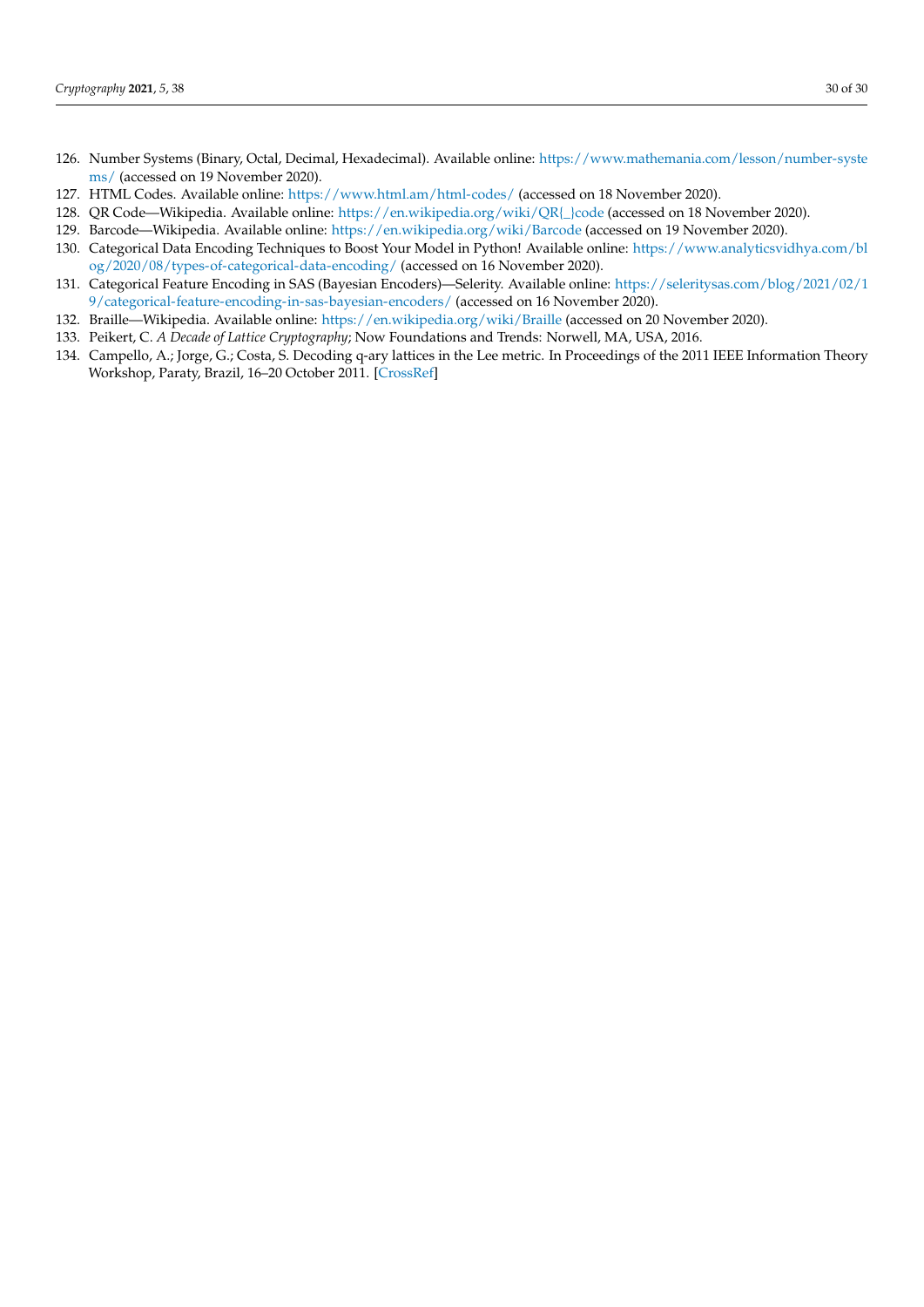126. Number Systems (Binary, Octal, Decimal, Hexadecimal). Available online: https://www.mathemania.com/lesson/number-systems/ (accessed on 19 November 2020).
127. HTML Codes. Available online: https://www.html.am/html-codes/ (accessed on 18 November 2020).
128. QR Code—Wikipedia. Available online: https://en.wikipedia.org/wiki/QR{_}code (accessed on 18 November 2020).
129. Barcode—Wikipedia. Available online: https://en.wikipedia.org/wiki/Barcode (accessed on 19 November 2020).
130. Categorical Data Encoding Techniques to Boost Your Model in Python! Available online: https://www.analyticsvidhya.com/blog/2020/08/types-of-categorical-data-encoding/ (accessed on 16 November 2020).
131. Categorical Feature Encoding in SAS (Bayesian Encoders)—Selerity. Available online: https://seleritysas.com/blog/2021/02/19/categorical-feature-encoding-in-sas-bayesian-encoders/ (accessed on 16 November 2020).
132. Braille—Wikipedia. Available online: https://en.wikipedia.org/wiki/Braille (accessed on 20 November 2020).
133. Peikert, C. *A Decade of Lattice Cryptography*; Now Foundations and Trends: Norwell, MA, USA, 2016.
134. Campello, A.; Jorge, G.; Costa, S. Decoding q-ary lattices in the Lee metric. In Proceedings of the 2011 IEEE Information Theory Workshop, Paraty, Brazil, 16–20 October 2011. [CrossRef]